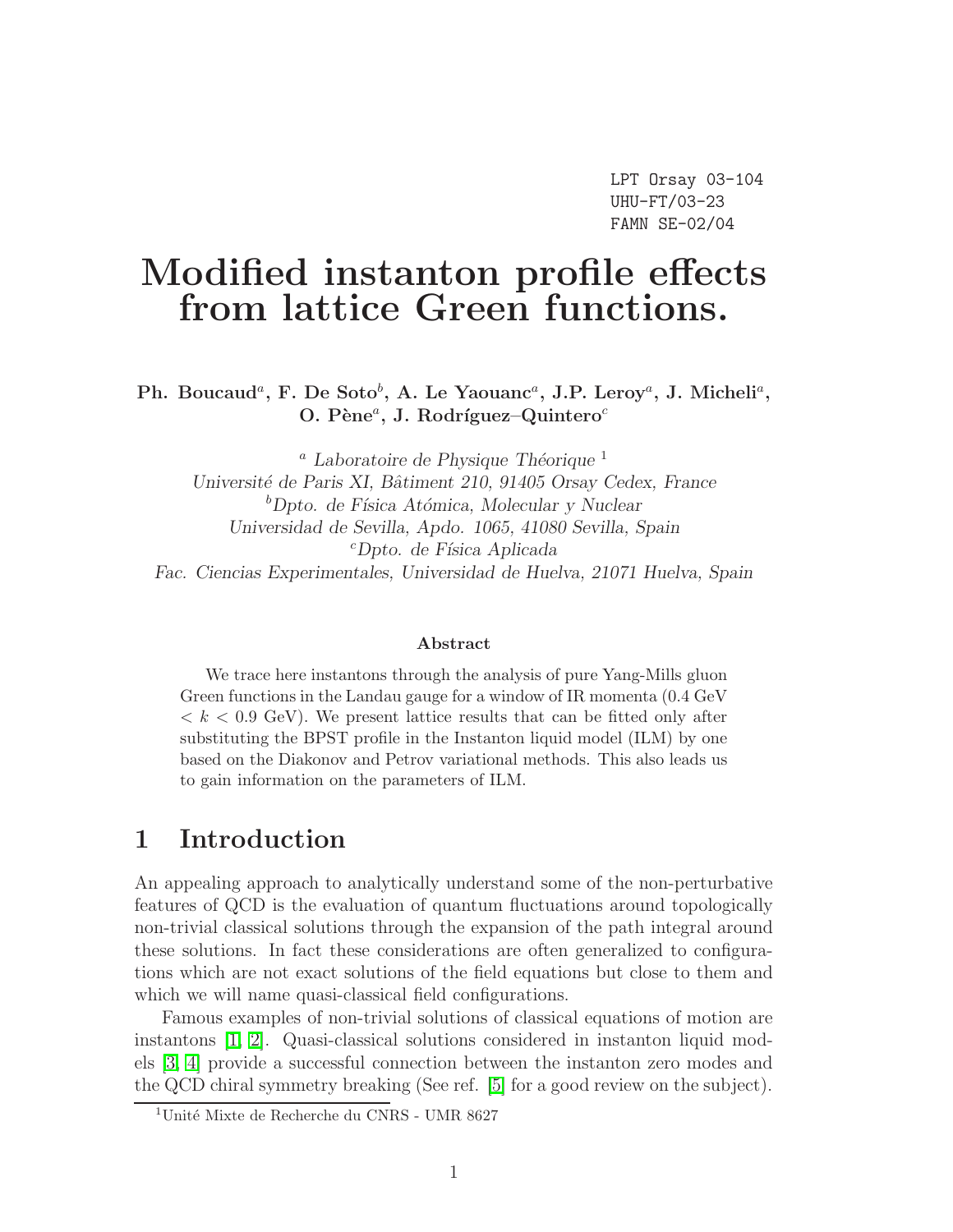LPT Orsay 03-104
UHU-FT/03-23
FAMN SE-02/04

# Modified instanton profile effects from lattice Green functions.

**Ph. Boucaud[a], F. De Soto[b], A. Le Yaouanc[a], J.P. Leroy[a], J. Micheli[a], O. Pène[a], J. Rodríguez–Quintero[c]**

[a] *Laboratoire de Physique Théorique* [1]
*Université de Paris XI, Bâtiment 210, 91405 Orsay Cedex, France*
[b]*Dpto. de Física Atómica, Molecular y Nuclear*
*Universidad de Sevilla, Apdo. 1065, 41080 Sevilla, Spain*
[c]*Dpto. de Física Aplicada*
*Fac. Ciencias Experimentales, Universidad de Huelva, 21071 Huelva, Spain*

### Abstract

We trace here instantons through the analysis of pure Yang-Mills gluon Green functions in the Landau gauge for a window of IR momenta (0.4 GeV $< k <$ 0.9 GeV). We present lattice results that can be fitted only after substituting the BPST profile in the Instanton liquid model (ILM) by one based on the Diakonov and Petrov variational methods. This also leads us to gain information on the parameters of ILM.

## 1 Introduction

An appealing approach to analytically understand some of the non-perturbative features of QCD is the evaluation of quantum fluctuations around topologically non-trivial classical solutions through the expansion of the path integral around these solutions. In fact these considerations are often generalized to configurations which are not exact solutions of the field equations but close to them and which we will name quasi-classical field configurations.

Famous examples of non-trivial solutions of classical equations of motion are instantons [1, 2]. Quasi-classical solutions considered in instanton liquid models [3, 4] provide a successful connection between the instanton zero modes and the QCD chiral symmetry breaking (See ref. [5] for a good review on the subject).

[1]Unité Mixte de Recherche du CNRS - UMR 8627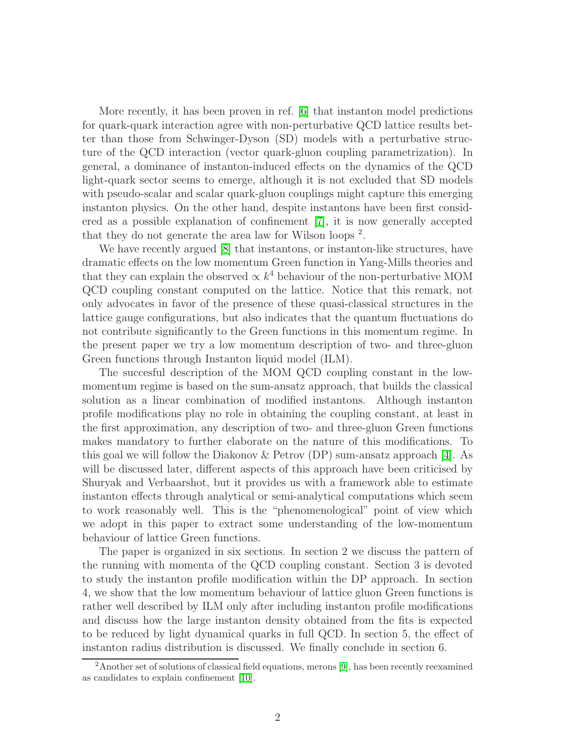More recently, it has been proven in ref. [6] that instanton model predictions for quark-quark interaction agree with non-perturbative QCD lattice results better than those from Schwinger-Dyson (SD) models with a perturbative structure of the QCD interaction (vector quark-gluon coupling parametrization). In general, a dominance of instanton-induced effects on the dynamics of the QCD light-quark sector seems to emerge, although it is not excluded that SD models with pseudo-scalar and scalar quark-gluon couplings might capture this emerging instanton physics. On the other hand, despite instantons have been first considered as a possible explanation of confinement [7], it is now generally accepted that they do not generate the area law for Wilson loops [2].

We have recently argued [8] that instantons, or instanton-like structures, have dramatic effects on the low momentum Green function in Yang-Mills theories and that they can explain the observed $\propto k^4$ behaviour of the non-perturbative MOM QCD coupling constant computed on the lattice. Notice that this remark, not only advocates in favor of the presence of these quasi-classical structures in the lattice gauge configurations, but also indicates that the quantum fluctuations do not contribute significantly to the Green functions in this momentum regime. In the present paper we try a low momentum description of two- and three-gluon Green functions through Instanton liquid model (ILM).

The succesful description of the MOM QCD coupling constant in the low-momentum regime is based on the sum-ansatz approach, that builds the classical solution as a linear combination of modified instantons. Although instanton profile modifications play no role in obtaining the coupling constant, at least in the first approximation, any description of two- and three-gluon Green functions makes mandatory to further elaborate on the nature of this modifications. To this goal we will follow the Diakonov & Petrov (DP) sum-ansatz approach [4]. As will be discussed later, different aspects of this approach have been criticised by Shuryak and Verbaarshot, but it provides us with a framework able to estimate instanton effects through analytical or semi-analytical computations which seem to work reasonably well. This is the "phenomenological" point of view which we adopt in this paper to extract some understanding of the low-momentum behaviour of lattice Green functions.

The paper is organized in six sections. In section 2 we discuss the pattern of the running with momenta of the QCD coupling constant. Section 3 is devoted to study the instanton profile modification within the DP approach. In section 4, we show that the low momentum behaviour of lattice gluon Green functions is rather well described by ILM only after including instanton profile modifications and discuss how the large instanton density obtained from the fits is expected to be reduced by light dynamical quarks in full QCD. In section 5, the effect of instanton radius distribution is discussed. We finally conclude in section 6.

[2] Another set of solutions of classical field equations, merons [9], has been recently reexamined as candidates to explain confinement [10].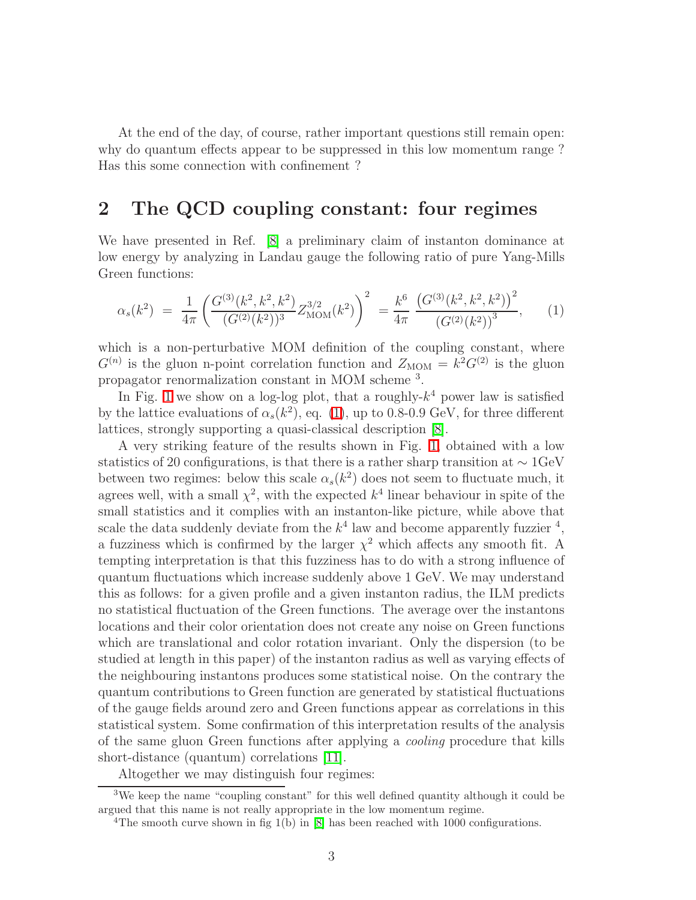At the end of the day, of course, rather important questions still remain open: why do quantum effects appear to be suppressed in this low momentum range ? Has this some connection with confinement ?

## 2 The QCD coupling constant: four regimes

We have presented in Ref. [8] a preliminary claim of instanton dominance at low energy by analyzing in Landau gauge the following ratio of pure Yang-Mills Green functions:

$$\alpha_s(k^2) \;=\; \frac{1}{4\pi}\left(\frac{G^{(3)}(k^2,k^2,k^2)}{(G^{(2)}(k^2))^3} Z^{3/2}_{\rm MOM}(k^2)\right)^2 \;=\; \frac{k^6}{4\pi}\;\frac{\left(G^{(3)}(k^2,k^2,k^2)\right)^2}{\left(G^{(2)}(k^2)\right)^3}, \qquad (1)$$

which is a non-perturbative MOM definition of the coupling constant, where $G^{(n)}$ is the gluon n-point correlation function and $Z_{\rm MOM} = k^2 G^{(2)}$ is the gluon propagator renormalization constant in MOM scheme [3].

In Fig. 1 we show on a log-log plot, that a roughly-$k^4$ power law is satisfied by the lattice evaluations of $\alpha_s(k^2)$, eq. (1), up to 0.8-0.9 GeV, for three different lattices, strongly supporting a quasi-classical description [8].

A very striking feature of the results shown in Fig. 1, obtained with a low statistics of 20 configurations, is that there is a rather sharp transition at $\sim$ 1GeV between two regimes: below this scale $\alpha_s(k^2)$ does not seem to fluctuate much, it agrees well, with a small $\chi^2$, with the expected $k^4$ linear behaviour in spite of the small statistics and it complies with an instanton-like picture, while above that scale the data suddenly deviate from the $k^4$ law and become apparently fuzzier [4], a fuzziness which is confirmed by the larger $\chi^2$ which affects any smooth fit. A tempting interpretation is that this fuzziness has to do with a strong influence of quantum fluctuations which increase suddenly above 1 GeV. We may understand this as follows: for a given profile and a given instanton radius, the ILM predicts no statistical fluctuation of the Green functions. The average over the instantons locations and their color orientation does not create any noise on Green functions which are translational and color rotation invariant. Only the dispersion (to be studied at length in this paper) of the instanton radius as well as varying effects of the neighbouring instantons produces some statistical noise. On the contrary the quantum contributions to Green function are generated by statistical fluctuations of the gauge fields around zero and Green functions appear as correlations in this statistical system. Some confirmation of this interpretation results of the analysis of the same gluon Green functions after applying a *cooling* procedure that kills short-distance (quantum) correlations [11].

Altogether we may distinguish four regimes:

[3] We keep the name "coupling constant" for this well defined quantity although it could be argued that this name is not really appropriate in the low momentum regime.

[4] The smooth curve shown in fig 1(b) in [8] has been reached with 1000 configurations.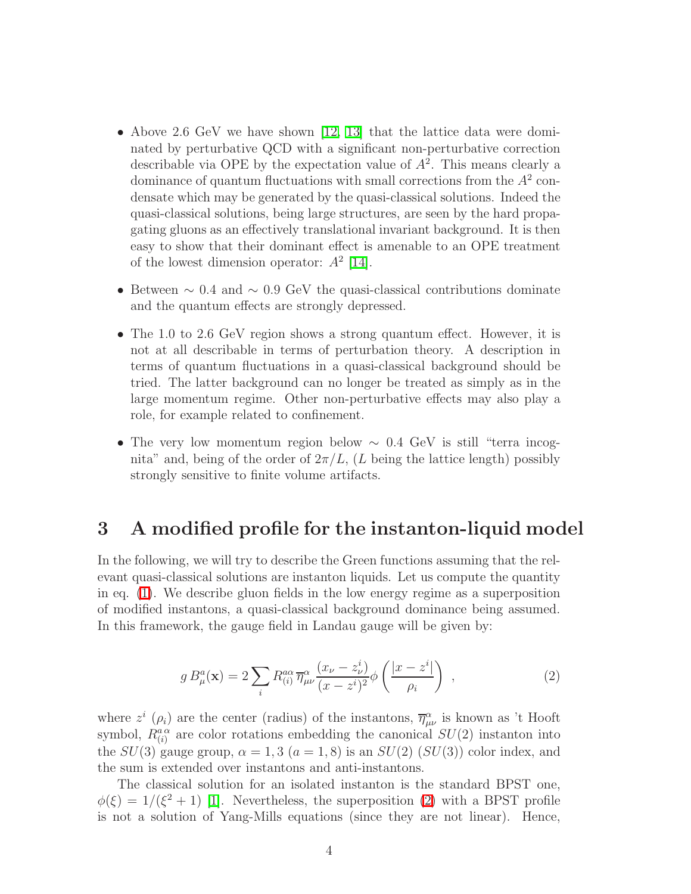- Above 2.6 GeV we have shown [12, 13] that the lattice data were dominated by perturbative QCD with a significant non-perturbative correction describable via OPE by the expectation value of $A^2$. This means clearly a dominance of quantum fluctuations with small corrections from the $A^2$ condensate which may be generated by the quasi-classical solutions. Indeed the quasi-classical solutions, being large structures, are seen by the hard propagating gluons as an effectively translational invariant background. It is then easy to show that their dominant effect is amenable to an OPE treatment of the lowest dimension operator: $A^2$ [14].

- Between $\sim 0.4$ and $\sim 0.9$ GeV the quasi-classical contributions dominate and the quantum effects are strongly depressed.

- The 1.0 to 2.6 GeV region shows a strong quantum effect. However, it is not at all describable in terms of perturbation theory. A description in terms of quantum fluctuations in a quasi-classical background should be tried. The latter background can no longer be treated as simply as in the large momentum regime. Other non-perturbative effects may also play a role, for example related to confinement.

- The very low momentum region below $\sim 0.4$ GeV is still "terra incognita" and, being of the order of $2\pi/L$, ($L$ being the lattice length) possibly strongly sensitive to finite volume artifacts.

# 3 A modified profile for the instanton-liquid model

In the following, we will try to describe the Green functions assuming that the relevant quasi-classical solutions are instanton liquids. Let us compute the quantity in eq. (1). We describe gluon fields in the low energy regime as a superposition of modified instantons, a quasi-classical background dominance being assumed. In this framework, the gauge field in Landau gauge will be given by:

$$g\, B^a_\mu(\mathbf{x}) = 2 \sum_i R^{a\alpha}_{(i)}\, \overline{\eta}^\alpha_{\mu\nu} \frac{(x_\nu - z^i_\nu)}{(x-z^i)^2} \phi\left(\frac{|x-z^i|}{\rho_i}\right) \ , \tag{2}$$

where $z^i$ ($\rho_i$) are the center (radius) of the instantons, $\overline{\eta}^\alpha_{\mu\nu}$ is known as 't Hooft symbol, $R^{a\,\alpha}_{(i)}$ are color rotations embedding the canonical $SU(2)$ instanton into the $SU(3)$ gauge group, $\alpha = 1, 3$ ($a = 1, 8$) is an $SU(2)$ ($SU(3)$) color index, and the sum is extended over instantons and anti-instantons.

The classical solution for an isolated instanton is the standard BPST one, $\phi(\xi) = 1/(\xi^2 + 1)$ [1]. Nevertheless, the superposition (2) with a BPST profile is not a solution of Yang-Mills equations (since they are not linear). Hence,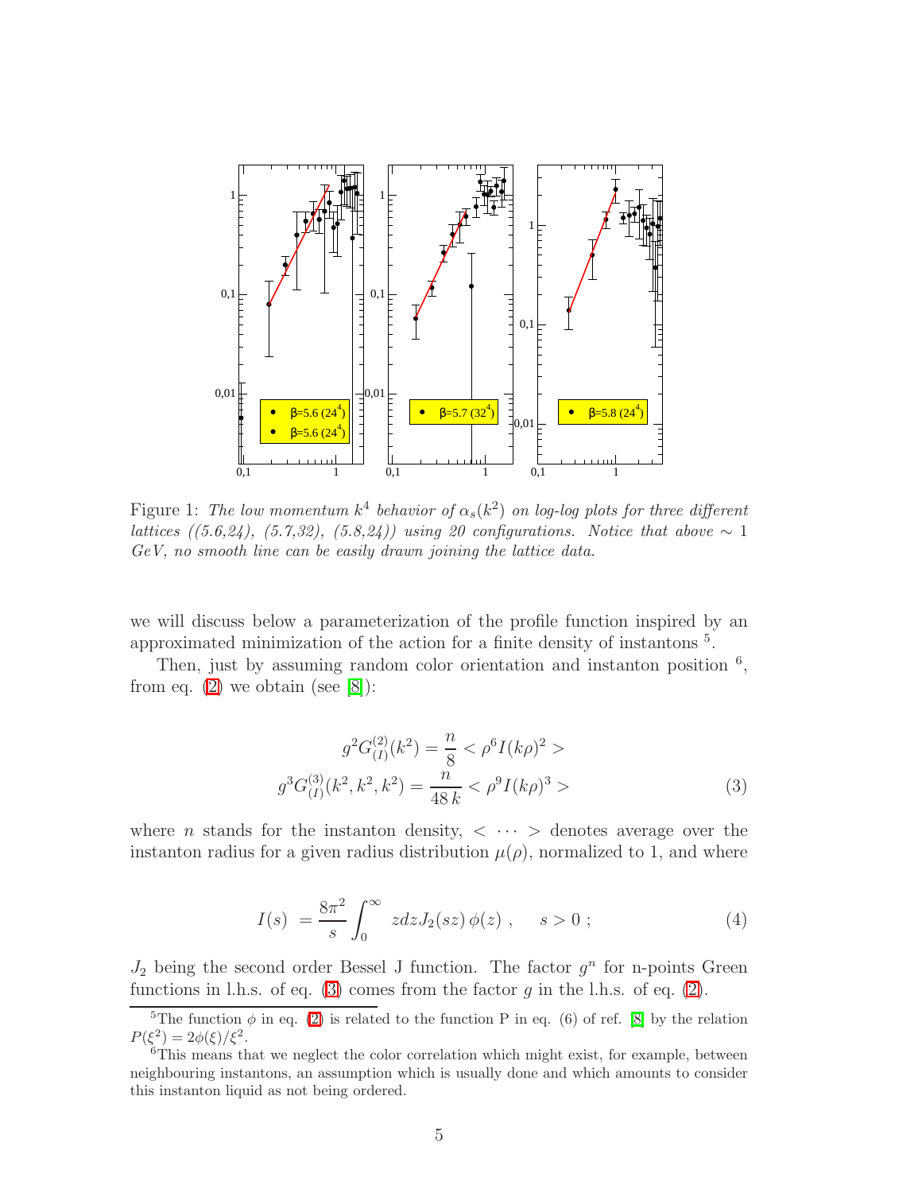Figure 1: *The low momentum $k^4$ behavior of $\alpha_s(k^2)$ on log-log plots for three different lattices ((5.6,24), (5.7,32), (5.8,24)) using 20 configurations. Notice that above $\sim 1$ GeV, no smooth line can be easily drawn joining the lattice data.*

we will discuss below a parameterization of the profile function inspired by an approximated minimization of the action for a finite density of instantons [5].

Then, just by assuming random color orientation and instanton position [6], from eq. (2) we obtain (see [8]):

$$
\begin{aligned}
g^2 G^{(2)}_{(I)}(k^2) &= \frac{n}{8} < \rho^6 I(k\rho)^2 > \\
g^3 G^{(3)}_{(I)}(k^2,k^2,k^2) &= \frac{n}{48\,k} < \rho^9 I(k\rho)^3 >
\end{aligned}
\tag{3}
$$

where $n$ stands for the instanton density, $< \cdots >$ denotes average over the instanton radius for a given radius distribution $\mu(\rho)$, normalized to 1, and where

$$
I(s) \ = \frac{8\pi^2}{s} \int_0^\infty \ zdz J_2(sz)\, \phi(z) \ , \qquad s > 0 \ ; \tag{4}
$$

$J_2$ being the second order Bessel J function. The factor $g^n$ for n-points Green functions in l.h.s. of eq. (3) comes from the factor $g$ in the l.h.s. of eq. (2).

[5] The function $\phi$ in eq. (2) is related to the function P in eq. (6) of ref. [8] by the relation $P(\xi^2) = 2\phi(\xi)/\xi^2$.

[6] This means that we neglect the color correlation which might exist, for example, between neighbouring instantons, an assumption which is usually done and which amounts to consider this instanton liquid as not being ordered.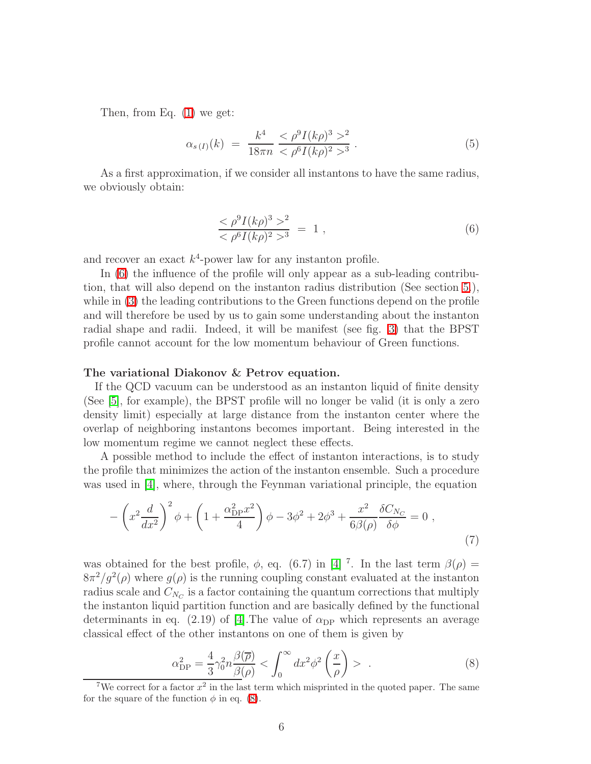Then, from Eq. (1) we get:

$$\alpha_{s\,(I)}(k) \;=\; \frac{k^4}{18\pi n}\,\frac{<\rho^9 I(k\rho)^3>^2}{<\rho^6 I(k\rho)^2>^3}\;. \tag{5}$$

As a first approximation, if we consider all instantons to have the same radius, we obviously obtain:

$$\frac{<\rho^9 I(k\rho)^3>^2}{<\rho^6 I(k\rho)^2>^3} \;=\; 1\;, \tag{6}$$

and recover an exact $k^4$-power law for any instanton profile.

In (6) the influence of the profile will only appear as a sub-leading contribution, that will also depend on the instanton radius distribution (See section 5), while in (3) the leading contributions to the Green functions depend on the profile and will therefore be used by us to gain some understanding about the instanton radial shape and radii. Indeed, it will be manifest (see fig. 3) that the BPST profile cannot account for the low momentum behaviour of Green functions.

**The variational Diakonov & Petrov equation.**

If the QCD vacuum can be understood as an instanton liquid of finite density (See [5], for example), the BPST profile will no longer be valid (it is only a zero density limit) especially at large distance from the instanton center where the overlap of neighboring instantons becomes important. Being interested in the low momentum regime we cannot neglect these effects.

A possible method to include the effect of instanton interactions, is to study the profile that minimizes the action of the instanton ensemble. Such a procedure was used in [4], where, through the Feynman variational principle, the equation

$$-\left(x^2\frac{d}{dx^2}\right)^2\phi + \left(1+\frac{\alpha_{\rm DP}^2 x^2}{4}\right)\phi - 3\phi^2 + 2\phi^3 + \frac{x^2}{6\beta(\rho)}\frac{\delta C_{N_C}}{\delta\phi} = 0\;, \tag{7}$$

was obtained for the best profile, $\phi$, eq. (6.7) in [4] [7]. In the last term $\beta(\rho) = 8\pi^2/g^2(\rho)$ where $g(\rho)$ is the running coupling constant evaluated at the instanton radius scale and $C_{N_C}$ is a factor containing the quantum corrections that multiply the instanton liquid partition function and are basically defined by the functional determinants in eq. (2.19) of [4].The value of $\alpha_{\rm DP}$ which represents an average classical effect of the other instantons on one of them is given by

$$\alpha_{\rm DP}^2 = \frac{4}{3}\gamma_0^2 n\frac{\beta(\overline{\rho})}{\beta(\rho)} < \int_0^\infty dx^2\phi^2\left(\frac{x}{\rho}\right) > \;\;. \tag{8}$$

[7] We correct for a factor $x^2$ in the last term which misprinted in the quoted paper. The same for the square of the function $\phi$ in eq. (8).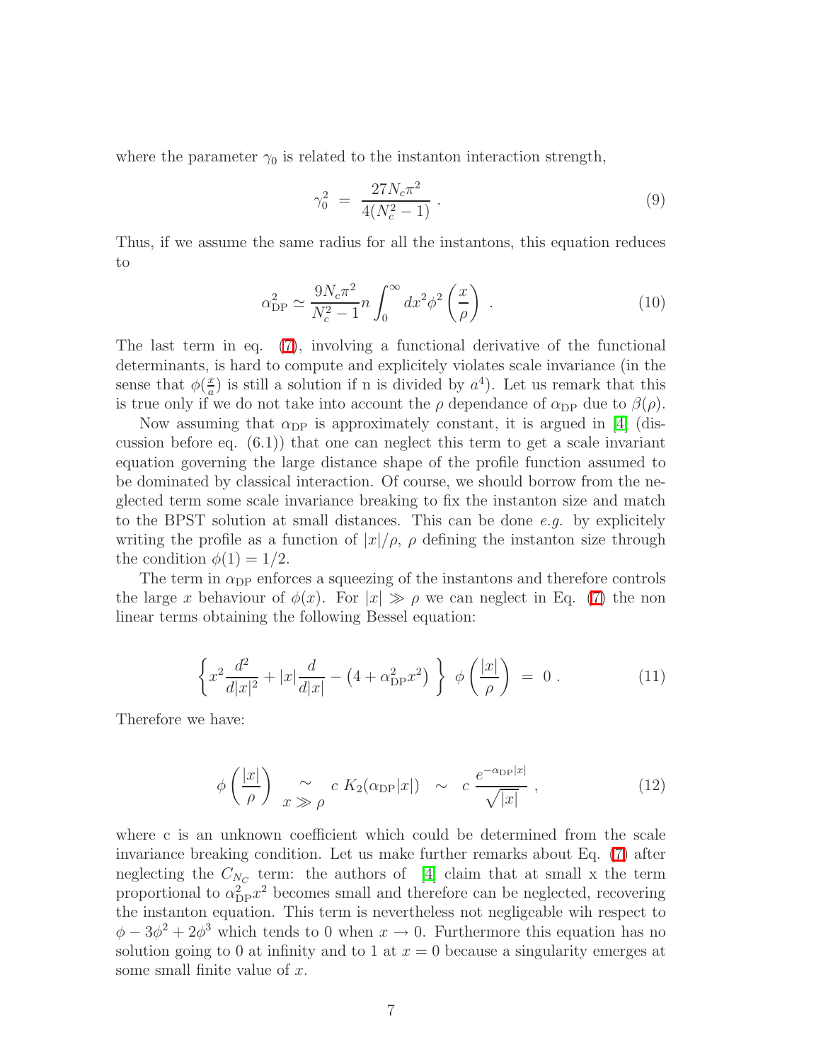where the parameter $\gamma_0$ is related to the instanton interaction strength,

$$\gamma_0^2 \;=\; \frac{27N_c\pi^2}{4(N_c^2-1)} \;. \tag{9}$$

Thus, if we assume the same radius for all the instantons, this equation reduces to

$$\alpha_{\rm DP}^2 \simeq \frac{9N_c\pi^2}{N_c^2-1} n \int_0^\infty dx^2 \phi^2\left(\frac{x}{\rho}\right) \;. \tag{10}$$

The last term in eq. (7), involving a functional derivative of the functional determinants, is hard to compute and explicitely violates scale invariance (in the sense that $\phi(\frac{x}{a})$ is still a solution if n is divided by $a^4$). Let us remark that this is true only if we do not take into account the $\rho$ dependance of $\alpha_{\rm DP}$ due to $\beta(\rho)$.

Now assuming that $\alpha_{\rm DP}$ is approximately constant, it is argued in [4] (discussion before eq. (6.1)) that one can neglect this term to get a scale invariant equation governing the large distance shape of the profile function assumed to be dominated by classical interaction. Of course, we should borrow from the neglected term some scale invariance breaking to fix the instanton size and match to the BPST solution at small distances. This can be done *e.g.* by explicitely writing the profile as a function of $|x|/\rho$, $\rho$ defining the instanton size through the condition $\phi(1) = 1/2$.

The term in $\alpha_{\rm DP}$ enforces a squeezing of the instantons and therefore controls the large $x$ behaviour of $\phi(x)$. For $|x| \gg \rho$ we can neglect in Eq. (7) the non linear terms obtaining the following Bessel equation:

$$\left\{ x^2\frac{d^2}{d|x|^2} + |x|\frac{d}{d|x|} - \left(4 + \alpha_{\rm DP}^2 x^2\right) \right\} \; \phi\left(\frac{|x|}{\rho}\right) \;=\; 0 \;. \tag{11}$$

Therefore we have:

$$\phi\left(\frac{|x|}{\rho}\right) \underset{x \gg \rho}{\sim} c\; K_2(\alpha_{\rm DP}|x|) \;\sim\; c\,\frac{e^{-\alpha_{\rm DP}|x|}}{\sqrt{|x|}} \;, \tag{12}$$

where c is an unknown coefficient which could be determined from the scale invariance breaking condition. Let us make further remarks about Eq. (7) after neglecting the $C_{N_C}$ term: the authors of [4] claim that at small x the term proportional to $\alpha_{\rm DP}^2 x^2$ becomes small and therefore can be neglected, recovering the instanton equation. This term is nevertheless not negligeable wih respect to $\phi - 3\phi^2 + 2\phi^3$ which tends to 0 when $x \to 0$. Furthermore this equation has no solution going to 0 at infinity and to 1 at $x = 0$ because a singularity emerges at some small finite value of $x$.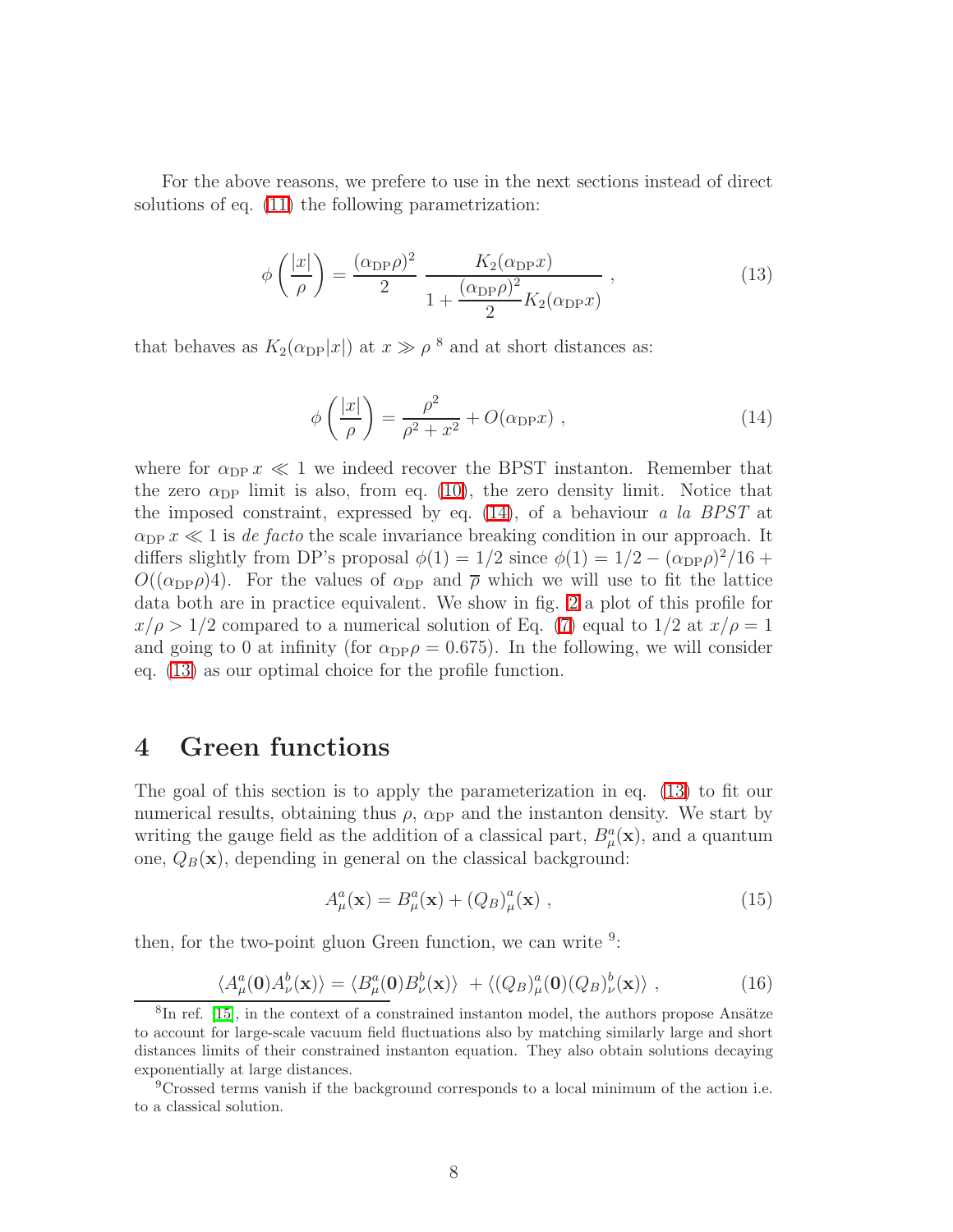For the above reasons, we prefere to use in the next sections instead of direct solutions of eq. (11) the following parametrization:

$$\phi\left(\frac{|x|}{\rho}\right) = \frac{(\alpha_{\rm DP}\rho)^2}{2} \; \frac{K_2(\alpha_{\rm DP} x)}{1 + \dfrac{(\alpha_{\rm DP}\rho)^2}{2} K_2(\alpha_{\rm DP} x)} \; , \tag{13}$$

that behaves as $K_2(\alpha_{\rm DP}|x|)$ at $x \gg \rho$ [8] and at short distances as:

$$\phi\left(\frac{|x|}{\rho}\right) = \frac{\rho^2}{\rho^2 + x^2} + O(\alpha_{\rm DP} x) \; , \tag{14}$$

where for $\alpha_{\rm DP}\, x \ll 1$ we indeed recover the BPST instanton. Remember that the zero $\alpha_{\rm DP}$ limit is also, from eq. (10), the zero density limit. Notice that the imposed constraint, expressed by eq. (14), of a behaviour *a la BPST* at $\alpha_{\rm DP}\, x \ll 1$ is *de facto* the scale invariance breaking condition in our approach. It differs slightly from DP's proposal $\phi(1) = 1/2$ since $\phi(1) = 1/2 - (\alpha_{\rm DP}\rho)^2/16 + O((\alpha_{\rm DP}\rho)4)$. For the values of $\alpha_{\rm DP}$ and $\overline{\rho}$ which we will use to fit the lattice data both are in practice equivalent. We show in fig. 2 a plot of this profile for $x/\rho > 1/2$ compared to a numerical solution of Eq. (7) equal to 1/2 at $x/\rho = 1$ and going to 0 at infinity (for $\alpha_{\rm DP}\rho = 0.675$). In the following, we will consider eq. (13) as our optimal choice for the profile function.

# 4 Green functions

The goal of this section is to apply the parameterization in eq. (13) to fit our numerical results, obtaining thus $\rho$, $\alpha_{\rm DP}$ and the instanton density. We start by writing the gauge field as the addition of a classical part, $B_\mu^a(\mathbf{x})$, and a quantum one, $Q_B(\mathbf{x})$, depending in general on the classical background:

$$A_\mu^a(\mathbf{x}) = B_\mu^a(\mathbf{x}) + (Q_B)_\mu^a(\mathbf{x}) \; , \tag{15}$$

then, for the two-point gluon Green function, we can write [9]:

$$\langle A_\mu^a(\mathbf{0}) A_\nu^b(\mathbf{x})\rangle = \langle B_\mu^a(\mathbf{0}) B_\nu^b(\mathbf{x})\rangle \; + \langle (Q_B)_\mu^a(\mathbf{0}) (Q_B)_\nu^b(\mathbf{x})\rangle \; , \tag{16}$$

[8] In ref. [15], in the context of a constrained instanton model, the authors propose Ansätze to account for large-scale vacuum field fluctuations also by matching similarly large and short distances limits of their constrained instanton equation. They also obtain solutions decaying exponentially at large distances.

[9] Crossed terms vanish if the background corresponds to a local minimum of the action i.e. to a classical solution.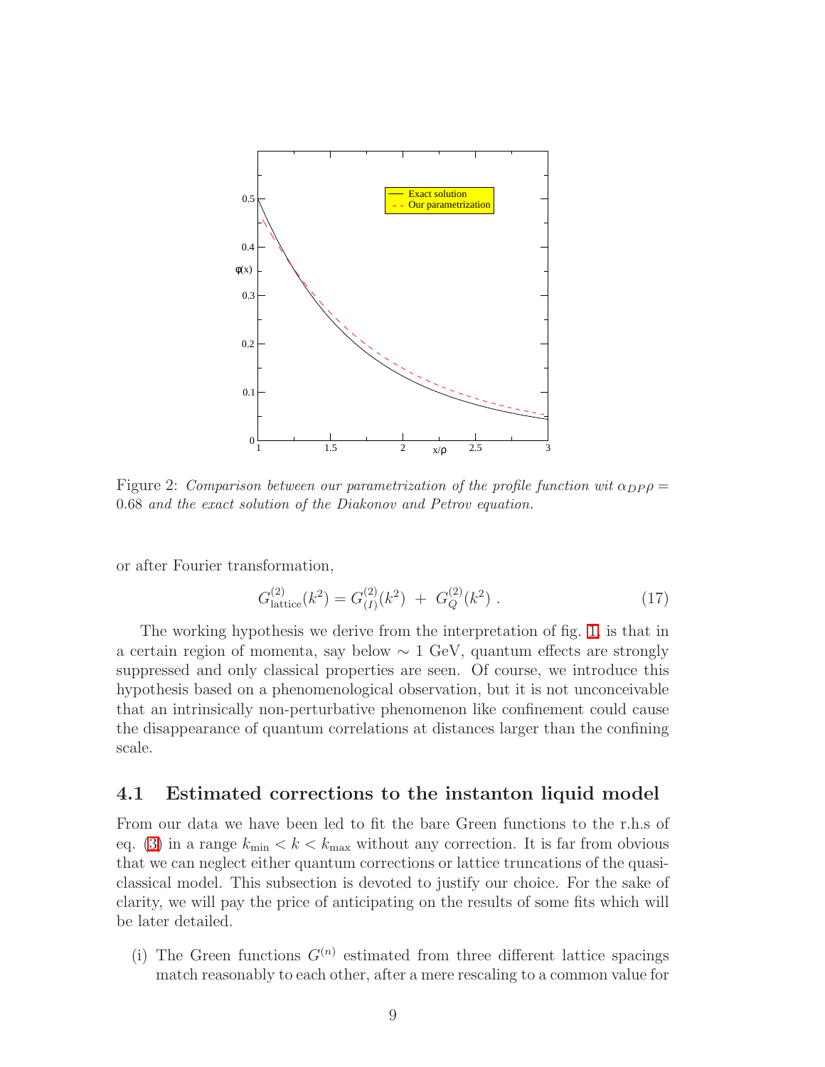Figure 2: *Comparison between our parametrization of the profile function wit $\alpha_{DP}\rho = 0.68$ and the exact solution of the Diakonov and Petrov equation.*

or after Fourier transformation,

$$G^{(2)}_{\text{lattice}}(k^2) = G^{(2)}_{(I)}(k^2) \; + \; G^{(2)}_{Q}(k^2) \; . \tag{17}$$

The working hypothesis we derive from the interpretation of fig. 1, is that in a certain region of momenta, say below $\sim 1$ GeV, quantum effects are strongly suppressed and only classical properties are seen. Of course, we introduce this hypothesis based on a phenomenological observation, but it is not unconceivable that an intrinsically non-perturbative phenomenon like confinement could cause the disappearance of quantum correlations at distances larger than the confining scale.

### 4.1 Estimated corrections to the instanton liquid model

From our data we have been led to fit the bare Green functions to the r.h.s of eq. (3) in a range $k_{\min} < k < k_{\max}$ without any correction. It is far from obvious that we can neglect either quantum corrections or lattice truncations of the quasi-classical model. This subsection is devoted to justify our choice. For the sake of clarity, we will pay the price of anticipating on the results of some fits which will be later detailed.

(i) The Green functions $G^{(n)}$ estimated from three different lattice spacings match reasonably to each other, after a mere rescaling to a common value for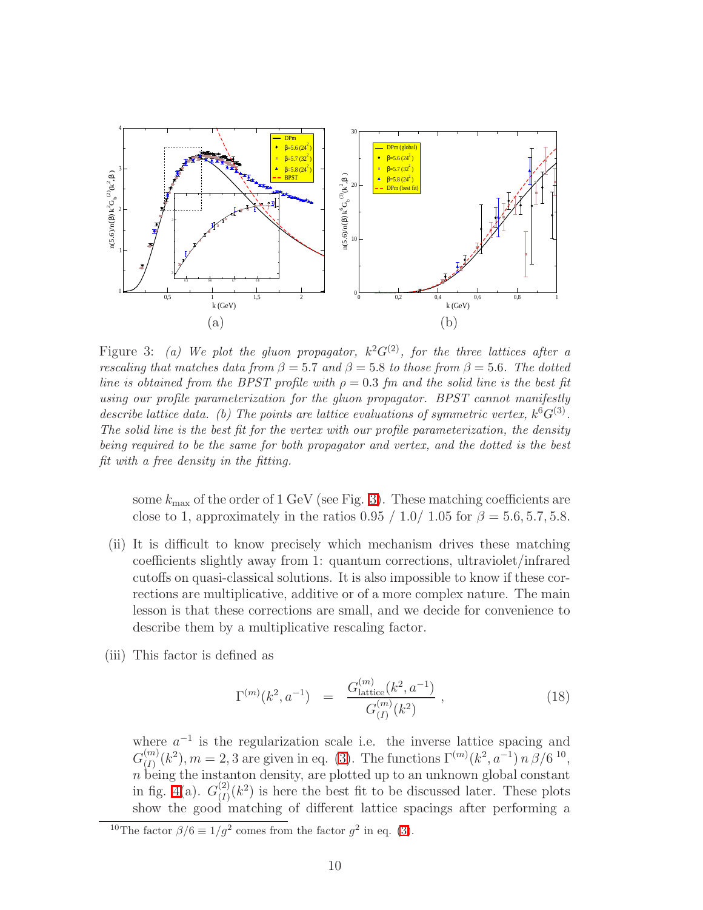Figure 3: *(a) We plot the gluon propagator, $k^2 G^{(2)}$, for the three lattices after a rescaling that matches data from $\beta = 5.7$ and $\beta = 5.8$ to those from $\beta = 5.6$. The dotted line is obtained from the BPST profile with $\rho = 0.3$ fm and the solid line is the best fit using our profile parameterization for the gluon propagator. BPST cannot manifestly describe lattice data. (b) The points are lattice evaluations of symmetric vertex, $k^6 G^{(3)}$. The solid line is the best fit for the vertex with our profile parameterization, the density being required to be the same for both propagator and vertex, and the dotted is the best fit with a free density in the fitting.*

some $k_{\max}$ of the order of 1 GeV (see Fig. 3). These matching coefficients are close to 1, approximately in the ratios 0.95 / 1.0/ 1.05 for $\beta = 5.6, 5.7, 5.8$.

(ii) It is difficult to know precisely which mechanism drives these matching coefficients slightly away from 1: quantum corrections, ultraviolet/infrared cutoffs on quasi-classical solutions. It is also impossible to know if these corrections are multiplicative, additive or of a more complex nature. The main lesson is that these corrections are small, and we decide for convenience to describe them by a multiplicative rescaling factor.

(iii) This factor is defined as

$$\Gamma^{(m)}(k^2, a^{-1}) \quad = \quad \frac{G^{(m)}_{\text{lattice}}(k^2, a^{-1})}{G^{(m)}_{(I)}(k^2)} \;, \tag{18}$$

where $a^{-1}$ is the regularization scale i.e. the inverse lattice spacing and $G^{(m)}_{(I)}(k^2), m = 2, 3$ are given in eq. (3). The functions $\Gamma^{(m)}(k^2, a^{-1})\, n\, \beta/6$ [10], $n$ being the instanton density, are plotted up to an unknown global constant in fig. 4(a). $G^{(2)}_{(I)}(k^2)$ is here the best fit to be discussed later. These plots show the good matching of different lattice spacings after performing a

[10] The factor $\beta/6 \equiv 1/g^2$ comes from the factor $g^2$ in eq. (3).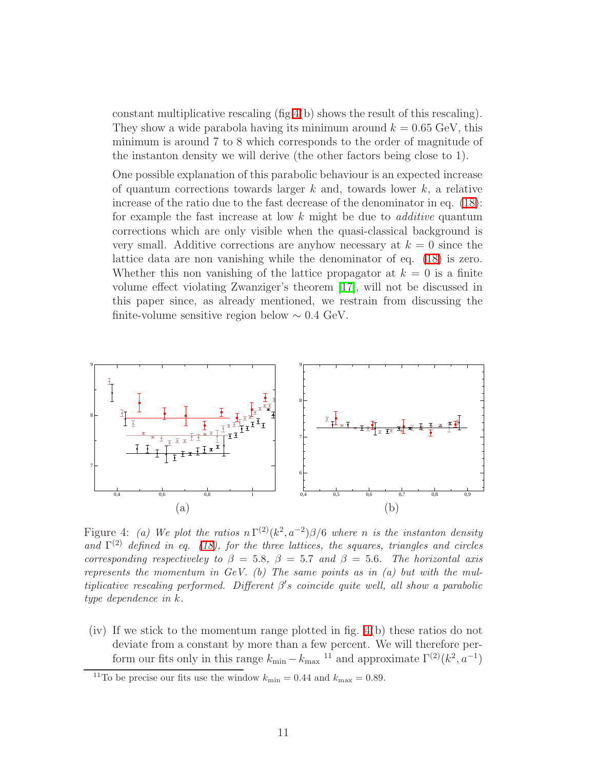constant multiplicative rescaling (fig.4(b) shows the result of this rescaling). They show a wide parabola having its minimum around $k = 0.65$ GeV, this minimum is around 7 to 8 which corresponds to the order of magnitude of the instanton density we will derive (the other factors being close to 1).

One possible explanation of this parabolic behaviour is an expected increase of quantum corrections towards larger $k$ and, towards lower $k$, a relative increase of the ratio due to the fast decrease of the denominator in eq. (18): for example the fast increase at low $k$ might be due to *additive* quantum corrections which are only visible when the quasi-classical background is very small. Additive corrections are anyhow necessary at $k = 0$ since the lattice data are non vanishing while the denominator of eq. (18) is zero. Whether this non vanishing of the lattice propagator at $k = 0$ is a finite volume effect violating Zwanziger's theorem [17], will not be discussed in this paper since, as already mentioned, we restrain from discussing the finite-volume sensitive region below $\sim 0.4$ GeV.

Figure 4: *(a) We plot the ratios $n\,\Gamma^{(2)}(k^2, a^{-2})\beta/6$ where $n$ is the instanton density and $\Gamma^{(2)}$ defined in eq. (18), for the three lattices, the squares, triangles and circles corresponding respectiveley to $\beta = 5.8$, $\beta = 5.7$ and $\beta = 5.6$. The horizontal axis represents the momentum in GeV. (b) The same points as in (a) but with the multiplicative rescaling performed. Different $\beta'$s coincide quite well, all show a parabolic type dependence in $k$.*

(iv) If we stick to the momentum range plotted in fig. 4(b) these ratios do not deviate from a constant by more than a few percent. We will therefore perform our fits only in this range $k_{\min} - k_{\max}$ [11] and approximate $\Gamma^{(2)}(k^2, a^{-1})$

[11] To be precise our fits use the window $k_{\min} = 0.44$ and $k_{\max} = 0.89$.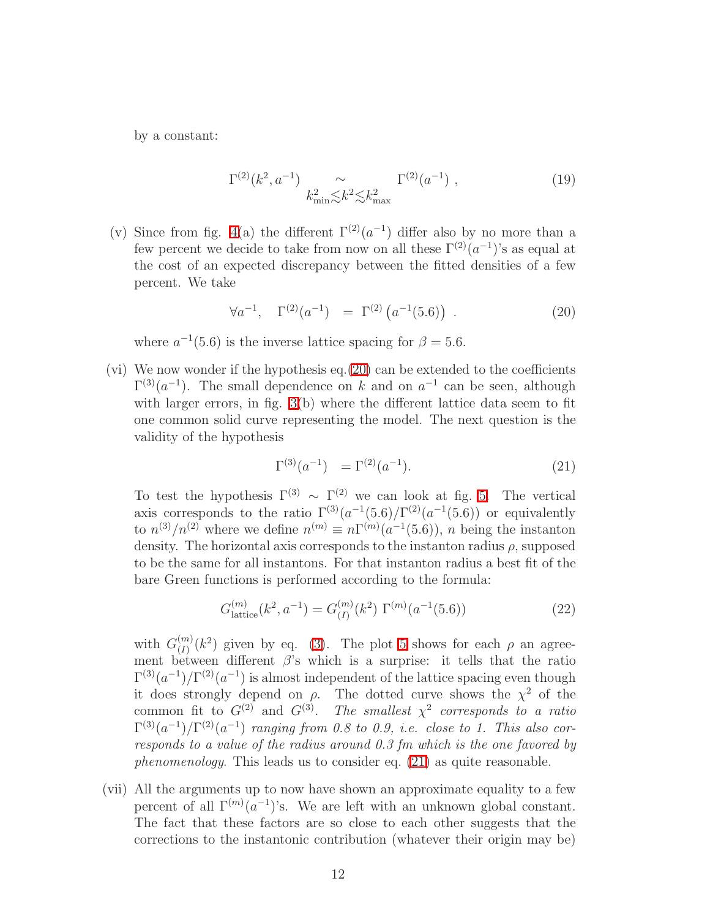by a constant:

$$\Gamma^{(2)}(k^2, a^{-1}) \underset{k^2_{\rm min} \lesssim k^2 \lesssim k^2_{\rm max}}{\sim} \Gamma^{(2)}(a^{-1}) \; , \tag{19}$$

(v) Since from fig. 4(a) the different $\Gamma^{(2)}(a^{-1})$ differ also by no more than a few percent we decide to take from now on all these $\Gamma^{(2)}(a^{-1})$'s as equal at the cost of an expected discrepancy between the fitted densities of a few percent. We take

$$\forall a^{-1}, \quad \Gamma^{(2)}(a^{-1}) \;\; = \; \Gamma^{(2)}\left(a^{-1}(5.6)\right) \; . \tag{20}$$

where $a^{-1}(5.6)$ is the inverse lattice spacing for $\beta = 5.6$.

(vi) We now wonder if the hypothesis eq.(20) can be extended to the coefficients $\Gamma^{(3)}(a^{-1})$. The small dependence on $k$ and on $a^{-1}$ can be seen, although with larger errors, in fig. 3(b) where the different lattice data seem to fit one common solid curve representing the model. The next question is the validity of the hypothesis

$$\Gamma^{(3)}(a^{-1}) \;\; = \Gamma^{(2)}(a^{-1}). \tag{21}$$

To test the hypothesis $\Gamma^{(3)} \sim \Gamma^{(2)}$ we can look at fig. 5. The vertical axis corresponds to the ratio $\Gamma^{(3)}(a^{-1}(5.6)/\Gamma^{(2)}(a^{-1}(5.6))$ or equivalently to $n^{(3)}/n^{(2)}$ where we define $n^{(m)} \equiv n\Gamma^{(m)}(a^{-1}(5.6))$, $n$ being the instanton density. The horizontal axis corresponds to the instanton radius $\rho$, supposed to be the same for all instantons. For that instanton radius a best fit of the bare Green functions is performed according to the formula:

$$G^{(m)}_{\rm lattice}(k^2, a^{-1}) = G^{(m)}_{(I)}(k^2)\; \Gamma^{(m)}(a^{-1}(5.6)) \tag{22}$$

with $G^{(m)}_{(I)}(k^2)$ given by eq. (3). The plot 5 shows for each $\rho$ an agreement between different $\beta$'s which is a surprise: it tells that the ratio $\Gamma^{(3)}(a^{-1})/\Gamma^{(2)}(a^{-1})$ is almost independent of the lattice spacing even though it does strongly depend on $\rho$. The dotted curve shows the $\chi^2$ of the common fit to $G^{(2)}$ and $G^{(3)}$. *The smallest $\chi^2$ corresponds to a ratio $\Gamma^{(3)}(a^{-1})/\Gamma^{(2)}(a^{-1})$ ranging from 0.8 to 0.9, i.e. close to 1. This also corresponds to a value of the radius around 0.3 fm which is the one favored by phenomenology.* This leads us to consider eq. (21) as quite reasonable.

(vii) All the arguments up to now have shown an approximate equality to a few percent of all $\Gamma^{(m)}(a^{-1})$'s. We are left with an unknown global constant. The fact that these factors are so close to each other suggests that the corrections to the instantonic contribution (whatever their origin may be)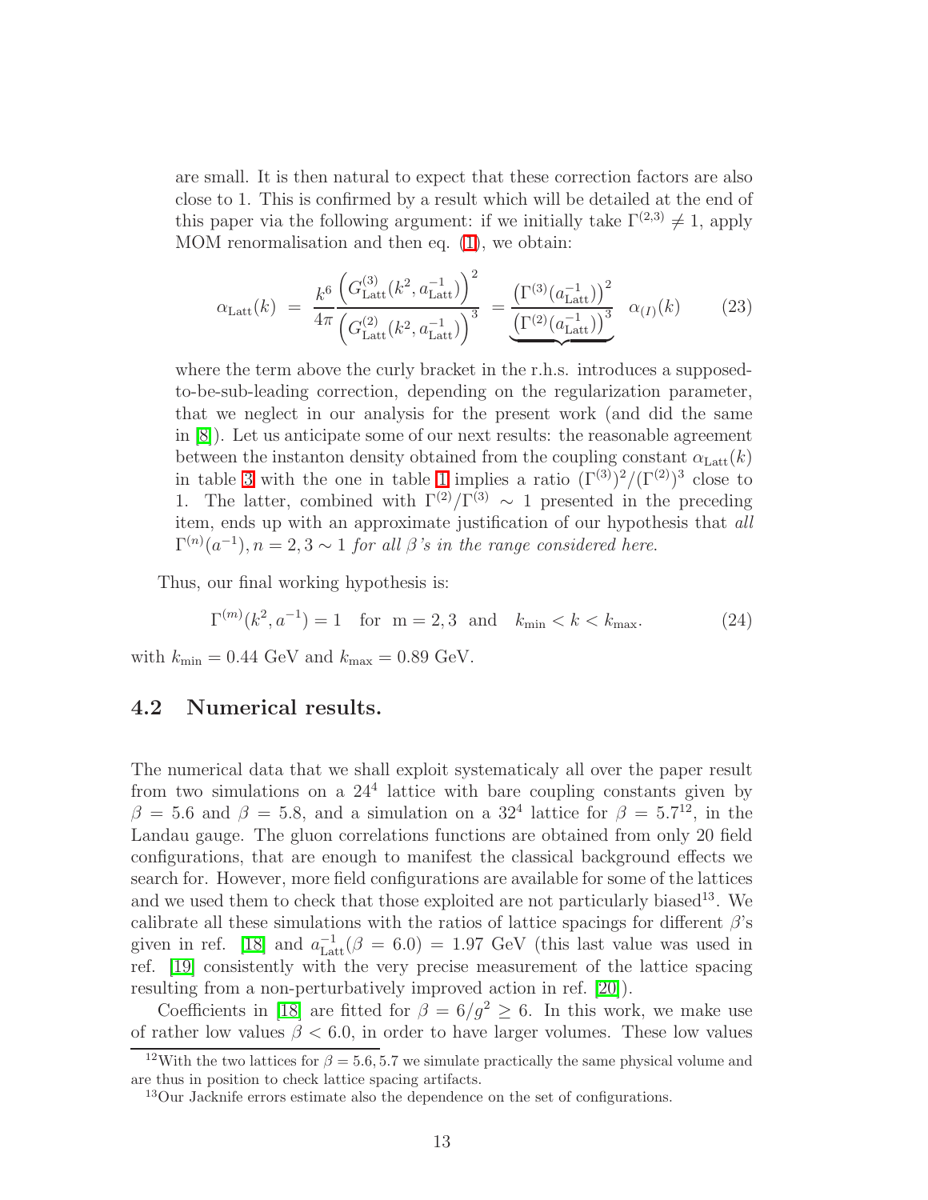are small. It is then natural to expect that these correction factors are also close to 1. This is confirmed by a result which will be detailed at the end of this paper via the following argument: if we initially take $\Gamma^{(2,3)} \neq 1$, apply MOM renormalisation and then eq. (1), we obtain:

$$\alpha_{\rm Latt}(k) \;=\; \frac{k^6}{4\pi} \frac{\left(G^{(3)}_{\rm Latt}(k^2,a^{-1}_{\rm Latt})\right)^2}{\left(G^{(2)}_{\rm Latt}(k^2,a^{-1}_{\rm Latt})\right)^3} \;= \underbrace{\frac{\left(\Gamma^{(3)}(a^{-1}_{\rm Latt})\right)^2}{\left(\Gamma^{(2)}(a^{-1}_{\rm Latt})\right)^3}} \;\alpha_{(I)}(k) \tag{23}$$

where the term above the curly bracket in the r.h.s. introduces a supposed-to-be-sub-leading correction, depending on the regularization parameter, that we neglect in our analysis for the present work (and did the same in [8]). Let us anticipate some of our next results: the reasonable agreement between the instanton density obtained from the coupling constant $\alpha_{\rm Latt}(k)$ in table 3 with the one in table 1 implies a ratio $(\Gamma^{(3)})^2/(\Gamma^{(2)})^3$ close to 1. The latter, combined with $\Gamma^{(2)}/\Gamma^{(3)} \sim 1$ presented in the preceding item, ends up with an approximate justification of our hypothesis that *all* $\Gamma^{(n)}(a^{-1}), n = 2, 3 \sim 1$ *for all* $\beta$*'s in the range considered here.*

Thus, our final working hypothesis is:

$$\Gamma^{(m)}(k^2, a^{-1}) = 1 \quad \text{for} \;\; \text{m} = 2, 3 \;\; \text{and} \quad k_{\rm min} < k < k_{\rm max}. \tag{24}$$

with $k_{\rm min} = 0.44$ GeV and $k_{\rm max} = 0.89$ GeV.

## 4.2 Numerical results.

The numerical data that we shall exploit systematicaly all over the paper result from two simulations on a $24^4$ lattice with bare coupling constants given by $\beta = 5.6$ and $\beta = 5.8$, and a simulation on a $32^4$ lattice for $\beta = 5.7$[12], in the Landau gauge. The gluon correlations functions are obtained from only 20 field configurations, that are enough to manifest the classical background effects we search for. However, more field configurations are available for some of the lattices and we used them to check that those exploited are not particularly biased[13]. We calibrate all these simulations with the ratios of lattice spacings for different $\beta$'s given in ref. [18] and $a^{-1}_{\rm Latt}(\beta = 6.0) = 1.97$ GeV (this last value was used in ref. [19] consistently with the very precise measurement of the lattice spacing resulting from a non-perturbatively improved action in ref. [20]).

Coefficients in [18] are fitted for $\beta = 6/g^2 \geq 6$. In this work, we make use of rather low values $\beta < 6.0$, in order to have larger volumes. These low values

[12] With the two lattices for $\beta = 5.6, 5.7$ we simulate practically the same physical volume and are thus in position to check lattice spacing artifacts.

[13] Our Jacknife errors estimate also the dependence on the set of configurations.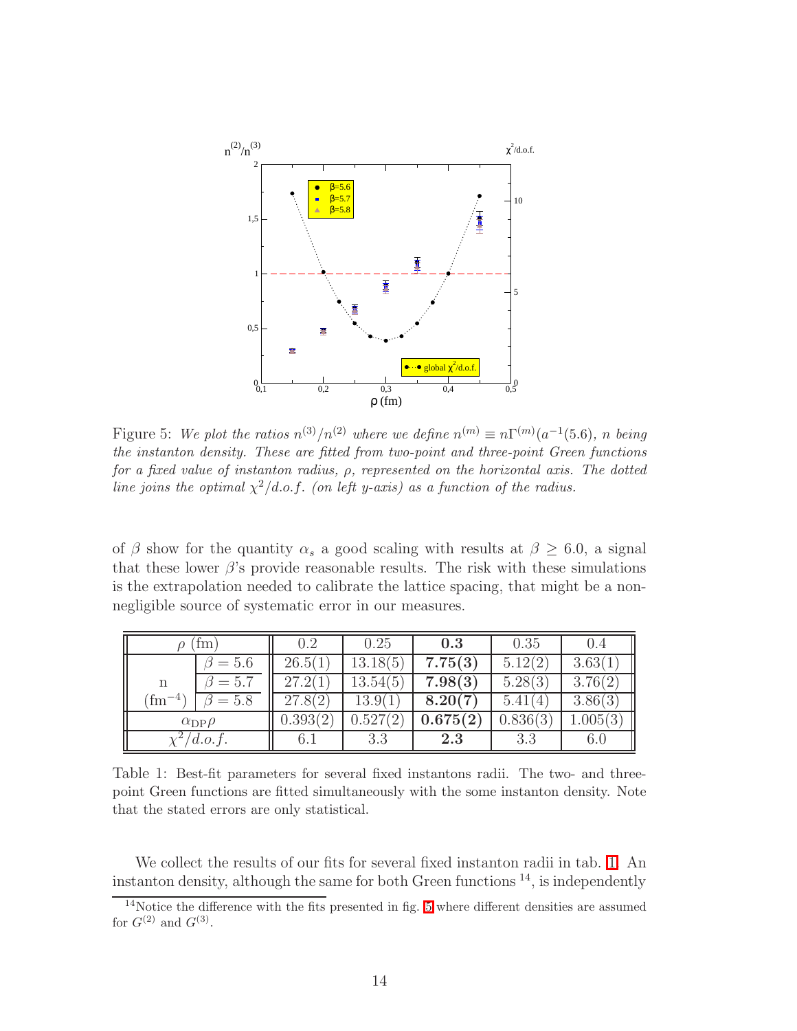Figure 5: *We plot the ratios $n^{(3)}/n^{(2)}$ where we define $n^{(m)} \equiv n\Gamma^{(m)}(a^{-1}(5.6)$, $n$ being the instanton density. These are fitted from two-point and three-point Green functions for a fixed value of instanton radius, $\rho$, represented on the horizontal axis. The dotted line joins the optimal $\chi^2/d.o.f.$ (on left y-axis) as a function of the radius.*

of $\beta$ show for the quantity $\alpha_s$ a good scaling with results at $\beta \geq 6.0$, a signal that these lower $\beta$'s provide reasonable results. The risk with these simulations is the extrapolation needed to calibrate the lattice spacing, that might be a non-negligible source of systematic error in our measures.

| $\rho$ (fm) | | 0.2 | 0.25 | **0.3** | 0.35 | 0.4 |
|---|---|---|---|---|---|---|
| n | $\beta = 5.6$ | 26.5(1) | 13.18(5) | **7.75(3)** | 5.12(2) | 3.63(1) |
| $(\text{fm}^{-4})$ | $\beta = 5.7$ | 27.2(1) | 13.54(5) | **7.98(3)** | 5.28(3) | 3.76(2) |
| | $\beta = 5.8$ | 27.8(2) | 13.9(1) | **8.20(7)** | 5.41(4) | 3.86(3) |
| $\alpha_{\text{DP}}\rho$ | | 0.393(2) | 0.527(2) | **0.675(2)** | 0.836(3) | 1.005(3) |
| $\chi^2/d.o.f.$ | | 6.1 | 3.3 | **2.3** | 3.3 | 6.0 |

Table 1: Best-fit parameters for several fixed instantons radii. The two- and three-point Green functions are fitted simultaneously with the some instanton density. Note that the stated errors are only statistical.

We collect the results of our fits for several fixed instanton radii in tab. 1. An instanton density, although the same for both Green functions [14], is independently

[14] Notice the difference with the fits presented in fig. 5 where different densities are assumed for $G^{(2)}$ and $G^{(3)}$.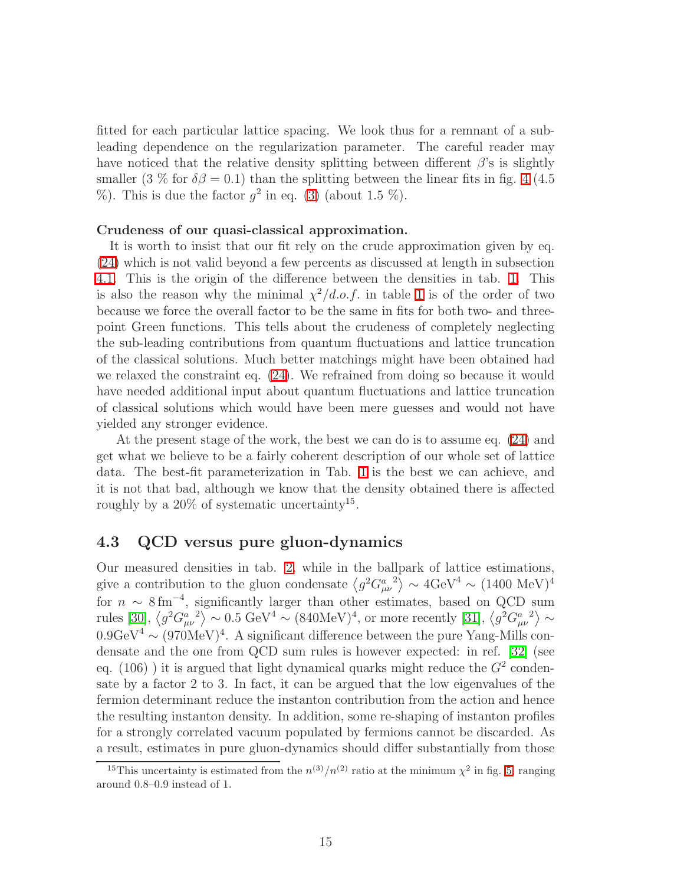fitted for each particular lattice spacing. We look thus for a remnant of a sub-leading dependence on the regularization parameter. The careful reader may have noticed that the relative density splitting between different $\beta$'s is slightly smaller (3 % for $\delta\beta = 0.1$) than the splitting between the linear fits in fig. 4 (4.5 %). This is due the factor $g^2$ in eq. (3) (about 1.5 %).

**Crudeness of our quasi-classical approximation.**

It is worth to insist that our fit rely on the crude approximation given by eq. (24) which is not valid beyond a few percents as discussed at length in subsection 4.1. This is the origin of the difference between the densities in tab. 1. This is also the reason why the minimal $\chi^2/d.o.f.$ in table 1 is of the order of two because we force the overall factor to be the same in fits for both two- and three-point Green functions. This tells about the crudeness of completely neglecting the sub-leading contributions from quantum fluctuations and lattice truncation of the classical solutions. Much better matchings might have been obtained had we relaxed the constraint eq. (24). We refrained from doing so because it would have needed additional input about quantum fluctuations and lattice truncation of classical solutions which would have been mere guesses and would not have yielded any stronger evidence.

At the present stage of the work, the best we can do is to assume eq. (24) and get what we believe to be a fairly coherent description of our whole set of lattice data. The best-fit parameterization in Tab. 1 is the best we can achieve, and it is not that bad, although we know that the density obtained there is affected roughly by a 20% of systematic uncertainty[15].

## 4.3 QCD versus pure gluon-dynamics

Our measured densities in tab. 2, while in the ballpark of lattice estimations, give a contribution to the gluon condensate $\left\langle g^2 {G^a_{\mu\nu}}^2 \right\rangle \sim 4\text{GeV}^4 \sim (1400 \text{ MeV})^4$ for $n \sim 8\,\text{fm}^{-4}$, significantly larger than other estimates, based on QCD sum rules [30], $\left\langle g^2 {G^a_{\mu\nu}}^2 \right\rangle \sim 0.5 \text{ GeV}^4 \sim (840\text{MeV})^4$, or more recently [31], $\left\langle g^2 {G^a_{\mu\nu}}^2 \right\rangle \sim 0.9\text{GeV}^4 \sim (970\text{MeV})^4$. A significant difference between the pure Yang-Mills condensate and the one from QCD sum rules is however expected: in ref. [32] (see eq. (106) ) it is argued that light dynamical quarks might reduce the $G^2$ condensate by a factor 2 to 3. In fact, it can be argued that the low eigenvalues of the fermion determinant reduce the instanton contribution from the action and hence the resulting instanton density. In addition, some re-shaping of instanton profiles for a strongly correlated vacuum populated by fermions cannot be discarded. As a result, estimates in pure gluon-dynamics should differ substantially from those

[15] This uncertainty is estimated from the $n^{(3)}/n^{(2)}$ ratio at the minimum $\chi^2$ in fig. 5, ranging around 0.8–0.9 instead of 1.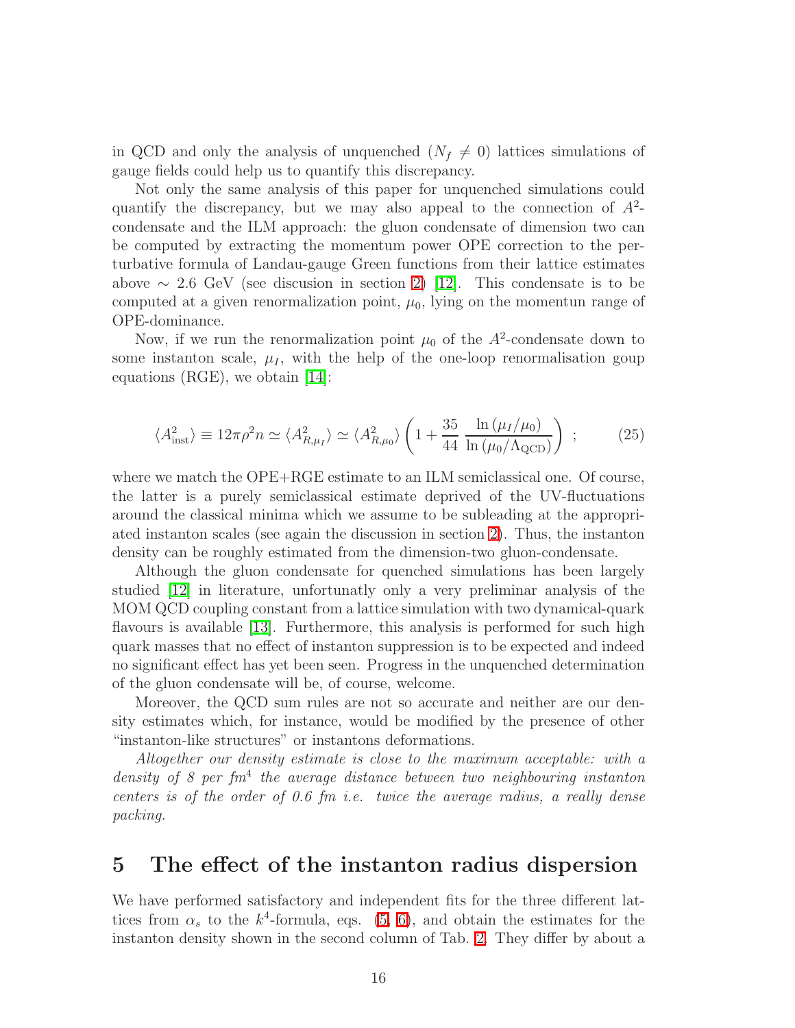in QCD and only the analysis of unquenched ($N_f \neq 0$) lattices simulations of gauge fields could help us to quantify this discrepancy.

Not only the same analysis of this paper for unquenched simulations could quantify the discrepancy, but we may also appeal to the connection of $A^2$-condensate and the ILM approach: the gluon condensate of dimension two can be computed by extracting the momentum power OPE correction to the perturbative formula of Landau-gauge Green functions from their lattice estimates above $\sim 2.6$ GeV (see discusion in section 2) [12]. This condensate is to be computed at a given renormalization point, $\mu_0$, lying on the momentun range of OPE-dominance.

Now, if we run the renormalization point $\mu_0$ of the $A^2$-condensate down to some instanton scale, $\mu_I$, with the help of the one-loop renormalisation goup equations (RGE), we obtain [14]:

$$\langle A^2_{\rm inst} \rangle \equiv 12\pi\rho^2 n \simeq \langle A^2_{R,\mu_I} \rangle \simeq \langle A^2_{R,\mu_0} \rangle \left( 1 + \frac{35}{44} \; \frac{\ln\left(\mu_I/\mu_0\right)}{\ln\left(\mu_0/\Lambda_{\rm QCD}\right)} \right) \; ; \tag{25}$$

where we match the OPE+RGE estimate to an ILM semiclassical one. Of course, the latter is a purely semiclassical estimate deprived of the UV-fluctuations around the classical minima which we assume to be subleading at the appropriated instanton scales (see again the discussion in section 2). Thus, the instanton density can be roughly estimated from the dimension-two gluon-condensate.

Although the gluon condensate for quenched simulations has been largely studied [12] in literature, unfortunatly only a very preliminar analysis of the MOM QCD coupling constant from a lattice simulation with two dynamical-quark flavours is available [13]. Furthermore, this analysis is performed for such high quark masses that no effect of instanton suppression is to be expected and indeed no significant effect has yet been seen. Progress in the unquenched determination of the gluon condensate will be, of course, welcome.

Moreover, the QCD sum rules are not so accurate and neither are our density estimates which, for instance, would be modified by the presence of other "instanton-like structures" or instantons deformations.

*Altogether our density estimate is close to the maximum acceptable: with a density of 8 per fm*$^4$ *the average distance between two neighbouring instanton centers is of the order of 0.6 fm i.e. twice the average radius, a really dense packing.*

# 5 The effect of the instanton radius dispersion

We have performed satisfactory and independent fits for the three different lattices from $\alpha_s$ to the $k^4$-formula, eqs. (5, 6), and obtain the estimates for the instanton density shown in the second column of Tab. 2. They differ by about a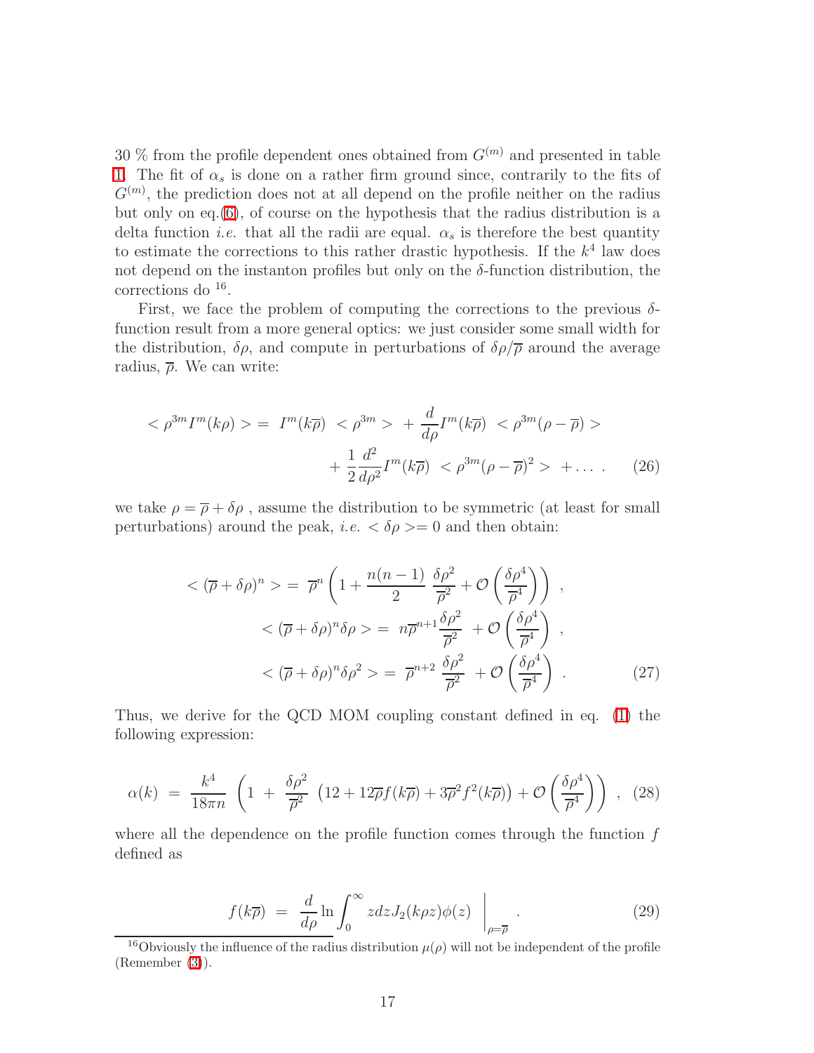30 % from the profile dependent ones obtained from $G^{(m)}$ and presented in table 1. The fit of $\alpha_s$ is done on a rather firm ground since, contrarily to the fits of $G^{(m)}$, the prediction does not at all depend on the profile neither on the radius but only on eq.(6), of course on the hypothesis that the radius distribution is a delta function *i.e.* that all the radii are equal. $\alpha_s$ is therefore the best quantity to estimate the corrections to this rather drastic hypothesis. If the $k^4$ law does not depend on the instanton profiles but only on the $\delta$-function distribution, the corrections do [16].

First, we face the problem of computing the corrections to the previous $\delta$-function result from a more general optics: we just consider some small width for the distribution, $\delta\rho$, and compute in perturbations of $\delta\rho/\overline{\rho}$ around the average radius, $\overline{\rho}$. We can write:

$$
\begin{aligned}
<\rho^{3m} I^m(k\rho)> = \; & I^m(k\overline{\rho}) \; <\rho^{3m}> \; + \frac{d}{d\rho} I^m(k\overline{\rho}) \; <\rho^{3m}(\rho-\overline{\rho})> \\
& + \frac{1}{2}\frac{d^2}{d\rho^2} I^m(k\overline{\rho}) \; <\rho^{3m}(\rho-\overline{\rho})^2> \; + \dots \; . \qquad (26)
\end{aligned}
$$

we take $\rho = \overline{\rho} + \delta\rho$ , assume the distribution to be symmetric (at least for small perturbations) around the peak, *i.e.* $<\delta\rho>= 0$ and then obtain:

$$
\begin{aligned}
<(\overline{\rho}+\delta\rho)^n> = \; & \overline{\rho}^n \left( 1 + \frac{n(n-1)}{2} \; \frac{\delta\rho^2}{\overline{\rho}^2} + \mathcal{O}\left(\frac{\delta\rho^4}{\overline{\rho}^4}\right) \right) \; , \\
<(\overline{\rho}+\delta\rho)^n \delta\rho> = \; & n\overline{\rho}^{n+1} \frac{\delta\rho^2}{\overline{\rho}^2} \; + \mathcal{O}\left(\frac{\delta\rho^4}{\overline{\rho}^4}\right) \; , \\
<(\overline{\rho}+\delta\rho)^n \delta\rho^2> = \; & \overline{\rho}^{n+2} \; \frac{\delta\rho^2}{\overline{\rho}^2} \; + \mathcal{O}\left(\frac{\delta\rho^4}{\overline{\rho}^4}\right) \; . \qquad (27)
\end{aligned}
$$

Thus, we derive for the QCD MOM coupling constant defined in eq. (1) the following expression:

$$
\alpha(k) \;=\; \frac{k^4}{18\pi n} \; \left( 1 \;+\; \frac{\delta\rho^2}{\overline{\rho}^2} \; \left( 12 + 12\overline{\rho} f(k\overline{\rho}) + 3\overline{\rho}^2 f^2(k\overline{\rho}) \right) + \mathcal{O}\left(\frac{\delta\rho^4}{\overline{\rho}^4}\right) \right) \; , \quad (28)
$$

where all the dependence on the profile function comes through the function $f$ defined as

$$
f(k\overline{\rho}) \;=\; \frac{d}{d\rho} \ln \int_0^\infty z dz J_2(k\rho z)\phi(z) \; \Bigg|_{\rho=\overline{\rho}} \; . \qquad (29)
$$

[16] Obviously the influence of the radius distribution $\mu(\rho)$ will not be independent of the profile (Remember (3)).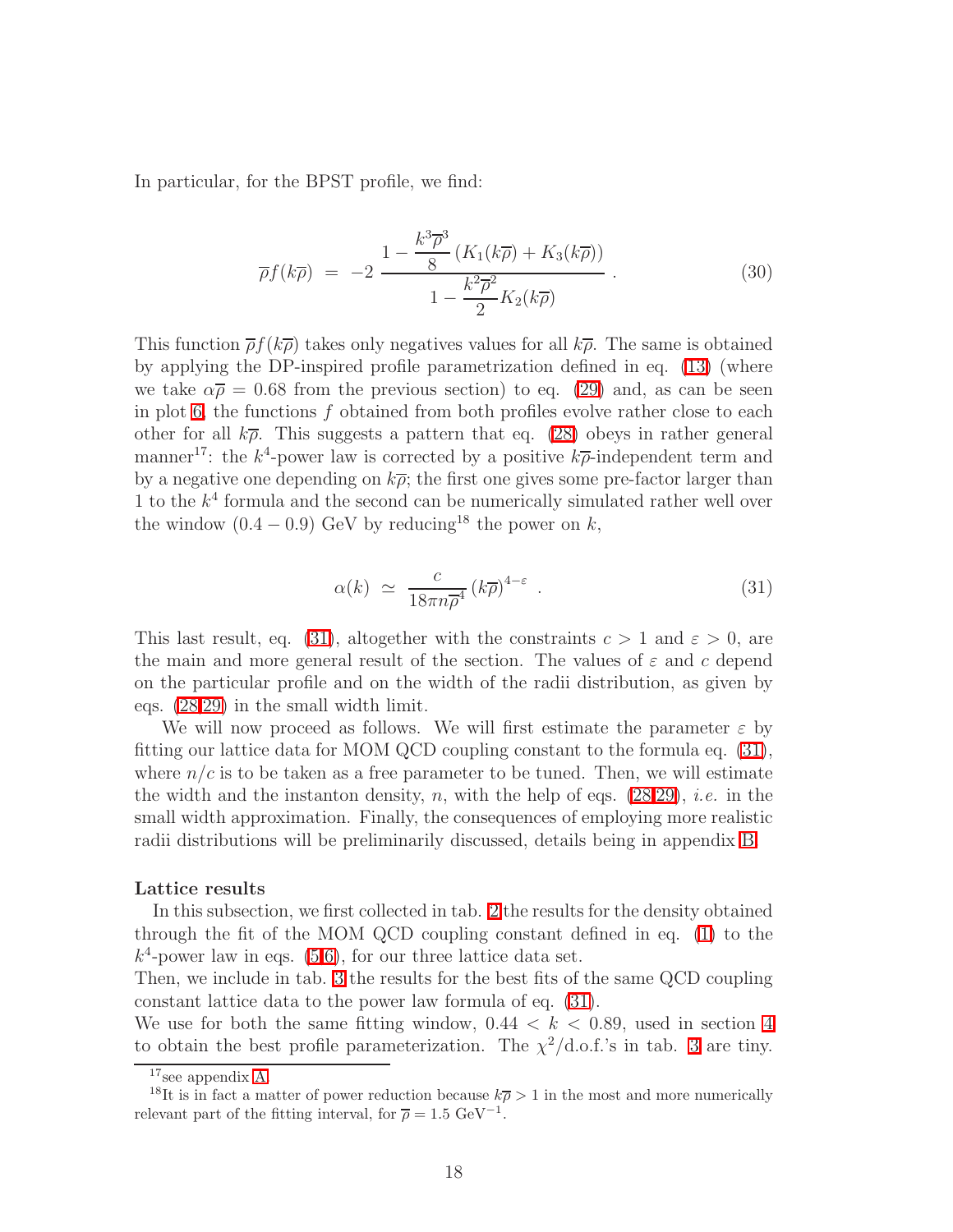In particular, for the BPST profile, we find:

$$\overline{\rho} f(k\overline{\rho}) \;=\; -2 \, \frac{1 - \dfrac{k^3\overline{\rho}^3}{8}\left(K_1(k\overline{\rho}) + K_3(k\overline{\rho})\right)}{1 - \dfrac{k^2\overline{\rho}^2}{2} K_2(k\overline{\rho})} \; . \tag{30}$$

This function $\overline{\rho} f(k\overline{\rho})$ takes only negatives values for all $k\overline{\rho}$. The same is obtained by applying the DP-inspired profile parametrization defined in eq. (13) (where we take $\alpha\overline{\rho} = 0.68$ from the previous section) to eq. (29) and, as can be seen in plot 6, the functions $f$ obtained from both profiles evolve rather close to each other for all $k\overline{\rho}$. This suggests a pattern that eq. (28) obeys in rather general manner[17]: the $k^4$-power law is corrected by a positive $k\overline{\rho}$-independent term and by a negative one depending on $k\overline{\rho}$; the first one gives some pre-factor larger than 1 to the $k^4$ formula and the second can be numerically simulated rather well over the window $(0.4 - 0.9)$ GeV by reducing[18] the power on $k$,

$$\alpha(k) \;\simeq\; \frac{c}{18\pi n \overline{\rho}^4} \left(k\overline{\rho}\right)^{4-\varepsilon} \; . \tag{31}$$

This last result, eq. (31), altogether with the constraints $c > 1$ and $\varepsilon > 0$, are the main and more general result of the section. The values of $\varepsilon$ and $c$ depend on the particular profile and on the width of the radii distribution, as given by eqs. (28,29) in the small width limit.

We will now proceed as follows. We will first estimate the parameter $\varepsilon$ by fitting our lattice data for MOM QCD coupling constant to the formula eq. (31), where $n/c$ is to be taken as a free parameter to be tuned. Then, we will estimate the width and the instanton density, $n$, with the help of eqs. (28,29), *i.e.* in the small width approximation. Finally, the consequences of employing more realistic radii distributions will be preliminarily discussed, details being in appendix B.

**Lattice results**

In this subsection, we first collected in tab. 2 the results for the density obtained through the fit of the MOM QCD coupling constant defined in eq. (1) to the $k^4$-power law in eqs. (5,6), for our three lattice data set.

Then, we include in tab. 3 the results for the best fits of the same QCD coupling constant lattice data to the power law formula of eq. (31).

We use for both the same fitting window, $0.44 < k < 0.89$, used in section 4 to obtain the best profile parameterization. The $\chi^2$/d.o.f.'s in tab. 3 are tiny.

[17] see appendix A

[18] It is in fact a matter of power reduction because $k\overline{\rho} > 1$ in the most and more numerically relevant part of the fitting interval, for $\overline{\rho} = 1.5$ GeV$^{-1}$.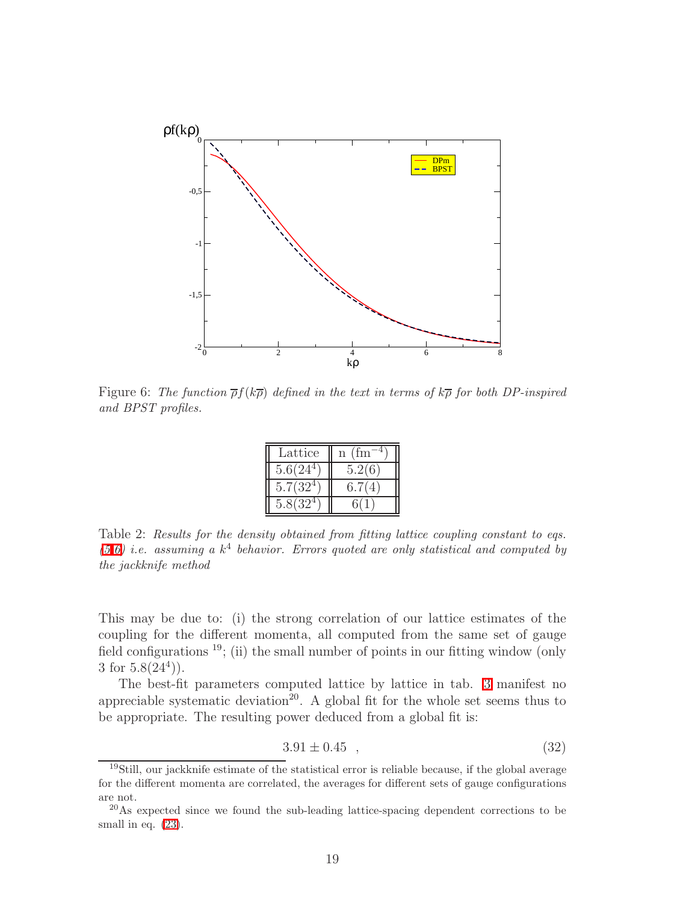Figure 6: *The function $\overline{\rho} f(k\overline{\rho})$ defined in the text in terms of $k\overline{\rho}$ for both DP-inspired and BPST profiles.*

| Lattice | n ($\text{fm}^{-4}$) |
|---|---|
| $5.6(24^4)$ | 5.2(6) |
| $5.7(32^4)$ | 6.7(4) |
| $5.8(32^4)$ | 6(1) |

Table 2: *Results for the density obtained from fitting lattice coupling constant to eqs. (5,6) i.e. assuming a $k^4$ behavior. Errors quoted are only statistical and computed by the jackknife method*

This may be due to: (i) the strong correlation of our lattice estimates of the coupling for the different momenta, all computed from the same set of gauge field configurations [19]; (ii) the small number of points in our fitting window (only 3 for $5.8(24^4)$).

The best-fit parameters computed lattice by lattice in tab. 3 manifest no appreciable systematic deviation[20]. A global fit for the whole set seems thus to be appropriate. The resulting power deduced from a global fit is:

$$3.91 \pm 0.45 \quad , \tag{32}$$

[19] Still, our jackknife estimate of the statistical error is reliable because, if the global average for the different momenta are correlated, the averages for different sets of gauge configurations are not.

[20] As expected since we found the sub-leading lattice-spacing dependent corrections to be small in eq. (23).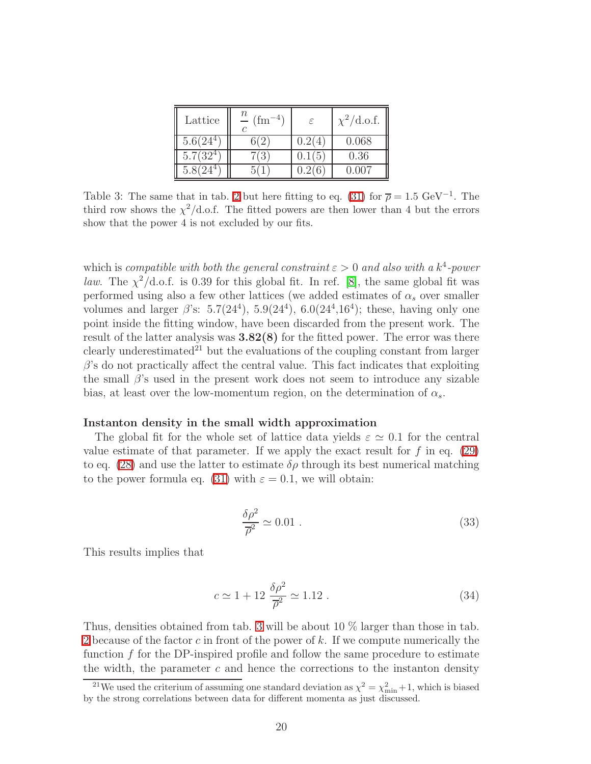| Lattice | $\frac{n}{c}$ (fm$^{-4}$) | $\varepsilon$ | $\chi^2$/d.o.f. |
|---|---|---|---|
| 5.6(24$^4$) | 6(2) | 0.2(4) | 0.068 |
| 5.7(32$^4$) | 7(3) | 0.1(5) | 0.36 |
| 5.8(24$^4$) | 5(1) | 0.2(6) | 0.007 |

Table 3: The same that in tab. 2 but here fitting to eq. (31) for $\overline{\rho} = 1.5$ GeV$^{-1}$. The third row shows the $\chi^2$/d.o.f. The fitted powers are then lower than 4 but the errors show that the power 4 is not excluded by our fits.

which is *compatible with both the general constraint $\varepsilon > 0$ and also with a $k^4$-power law*. The $\chi^2$/d.o.f. is 0.39 for this global fit. In ref. [8], the same global fit was performed using also a few other lattices (we added estimates of $\alpha_s$ over smaller volumes and larger $\beta$'s: 5.7(24$^4$), 5.9(24$^4$), 6.0(24$^4$,16$^4$); these, having only one point inside the fitting window, have been discarded from the present work. The result of the latter analysis was **3.82(8)** for the fitted power. The error was there clearly underestimated[21] but the evaluations of the coupling constant from larger $\beta$'s do not practically affect the central value. This fact indicates that exploiting the small $\beta$'s used in the present work does not seem to introduce any sizable bias, at least over the low-momentum region, on the determination of $\alpha_s$.

**Instanton density in the small width approximation**

The global fit for the whole set of lattice data yields $\varepsilon \simeq 0.1$ for the central value estimate of that parameter. If we apply the exact result for $f$ in eq. (29) to eq. (28) and use the latter to estimate $\delta\rho$ through its best numerical matching to the power formula eq. (31) with $\varepsilon = 0.1$, we will obtain:

$$\frac{\delta\rho^2}{\overline{\rho}^2} \simeq 0.01 \; . \tag{33}$$

This results implies that

$$c \simeq 1 + 12 \; \frac{\delta\rho^2}{\overline{\rho}^2} \simeq 1.12 \; . \tag{34}$$

Thus, densities obtained from tab. 3 will be about 10 % larger than those in tab. 2 because of the factor $c$ in front of the power of $k$. If we compute numerically the function $f$ for the DP-inspired profile and follow the same procedure to estimate the width, the parameter $c$ and hence the corrections to the instanton density

[21] We used the criterium of assuming one standard deviation as $\chi^2 = \chi^2_{\rm min} + 1$, which is biased by the strong correlations between data for different momenta as just discussed.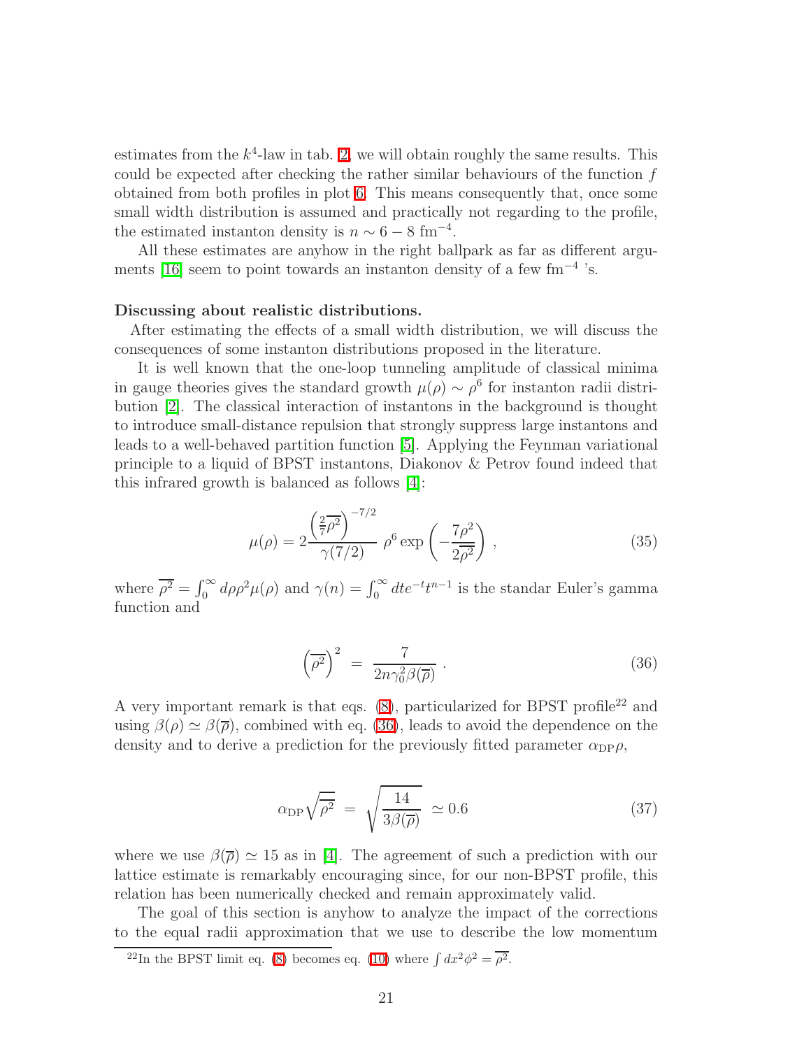estimates from the $k^4$-law in tab. 2, we will obtain roughly the same results. This could be expected after checking the rather similar behaviours of the function $f$ obtained from both profiles in plot 6. This means consequently that, once some small width distribution is assumed and practically not regarding to the profile, the estimated instanton density is $n \sim 6 - 8$ fm$^{-4}$.

All these estimates are anyhow in the right ballpark as far as different arguments [16] seem to point towards an instanton density of a few fm$^{-4}$ 's.

**Discussing about realistic distributions.**

After estimating the effects of a small width distribution, we will discuss the consequences of some instanton distributions proposed in the literature.

It is well known that the one-loop tunneling amplitude of classical minima in gauge theories gives the standard growth $\mu(\rho) \sim \rho^6$ for instanton radii distribution [2]. The classical interaction of instantons in the background is thought to introduce small-distance repulsion that strongly suppress large instantons and leads to a well-behaved partition function [5]. Applying the Feynman variational principle to a liquid of BPST instantons, Diakonov & Petrov found indeed that this infrared growth is balanced as follows [4]:

$$\mu(\rho) = 2 \frac{\left(\frac{2}{7}\overline{\rho^2}\right)^{-7/2}}{\gamma(7/2)} \; \rho^6 \exp\left(-\frac{7\rho^2}{2\overline{\rho^2}}\right) , \tag{35}$$

where $\overline{\rho^2} = \int_0^\infty d\rho \rho^2 \mu(\rho)$ and $\gamma(n) = \int_0^\infty dt e^{-t} t^{n-1}$ is the standar Euler's gamma function and

$$\left(\overline{\rho^2}\right)^2 \; = \; \frac{7}{2n\gamma_0^2 \beta(\overline{\rho})} \; . \tag{36}$$

A very important remark is that eqs. (8), particularized for BPST profile[22] and using $\beta(\rho) \simeq \beta(\overline{\rho})$, combined with eq. (36), leads to avoid the dependence on the density and to derive a prediction for the previously fitted parameter $\alpha_{\rm DP}\rho$,

$$\alpha_{\rm DP}\sqrt{\overline{\rho^2}} \; = \; \sqrt{\frac{14}{3\beta(\overline{\rho})}} \; \simeq 0.6 \tag{37}$$

where we use $\beta(\overline{\rho}) \simeq 15$ as in [4]. The agreement of such a prediction with our lattice estimate is remarkably encouraging since, for our non-BPST profile, this relation has been numerically checked and remain approximately valid.

The goal of this section is anyhow to analyze the impact of the corrections to the equal radii approximation that we use to describe the low momentum

[22] In the BPST limit eq. (8) becomes eq. (10) where $\int dx^2 \phi^2 = \overline{\rho^2}$.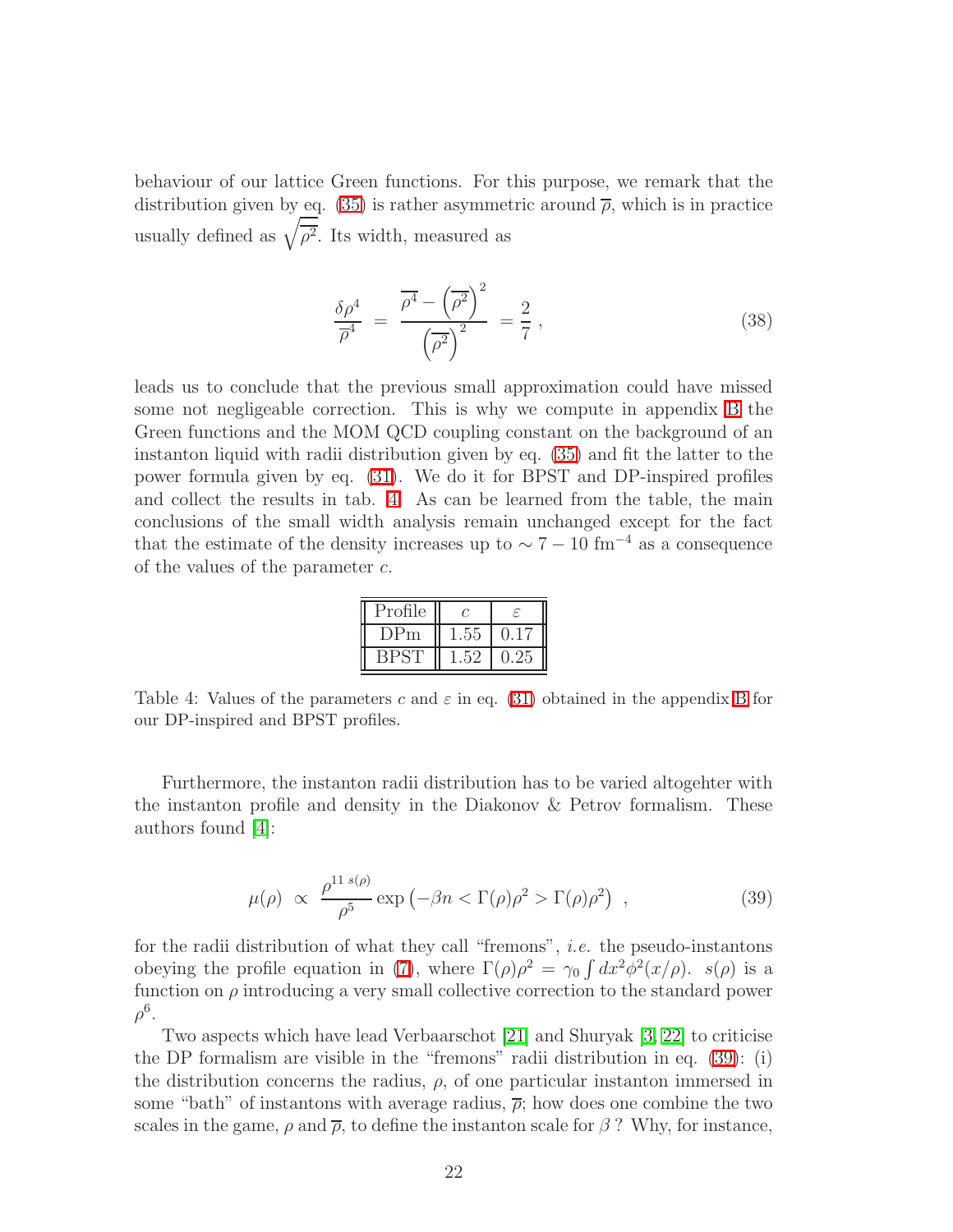behaviour of our lattice Green functions. For this purpose, we remark that the distribution given by eq. (35) is rather asymmetric around $\overline{\rho}$, which is in practice usually defined as $\sqrt{\overline{\rho^2}}$. Its width, measured as

$$\frac{\delta\rho^4}{\overline{\rho}^4} \;=\; \frac{\overline{\rho^4} - \left(\overline{\rho^2}\right)^2}{\left(\overline{\rho^2}\right)^2} \;=\frac{2}{7} \ , \tag{38}$$

leads us to conclude that the previous small approximation could have missed some not negligeable correction. This is why we compute in appendix B the Green functions and the MOM QCD coupling constant on the background of an instanton liquid with radii distribution given by eq. (35) and fit the latter to the power formula given by eq. (31). We do it for BPST and DP-inspired profiles and collect the results in tab. 4. As can be learned from the table, the main conclusions of the small width analysis remain unchanged except for the fact that the estimate of the density increases up to $\sim 7-10$ fm$^{-4}$ as a consequence of the values of the parameter $c$.

| Profile | $c$ | $\varepsilon$ |
|---|---|---|
| DPm | 1.55 | 0.17 |
| BPST | 1.52 | 0.25 |

Table 4: Values of the parameters $c$ and $\varepsilon$ in eq. (31) obtained in the appendix B for our DP-inspired and BPST profiles.

Furthermore, the instanton radii distribution has to be varied altogehter with the instanton profile and density in the Diakonov & Petrov formalism. These authors found [4]:

$$\mu(\rho) \;\propto\; \frac{\rho^{11\, s(\rho)}}{\rho^5} \exp\left(-\beta n < \Gamma(\rho)\rho^2 > \Gamma(\rho)\rho^2\right) \ , \tag{39}$$

for the radii distribution of what they call "fremons", *i.e.* the pseudo-instantons obeying the profile equation in (7), where $\Gamma(\rho)\rho^2 = \gamma_0 \int dx^2 \phi^2(x/\rho)$. $s(\rho)$ is a function on $\rho$ introducing a very small collective correction to the standard power $\rho^6$.

Two aspects which have lead Verbaarschot [21] and Shuryak [3, 22] to criticise the DP formalism are visible in the "fremons" radii distribution in eq. (39): (i) the distribution concerns the radius, $\rho$, of one particular instanton immersed in some "bath" of instantons with average radius, $\overline{\rho}$; how does one combine the two scales in the game, $\rho$ and $\overline{\rho}$, to define the instanton scale for $\beta$ ? Why, for instance,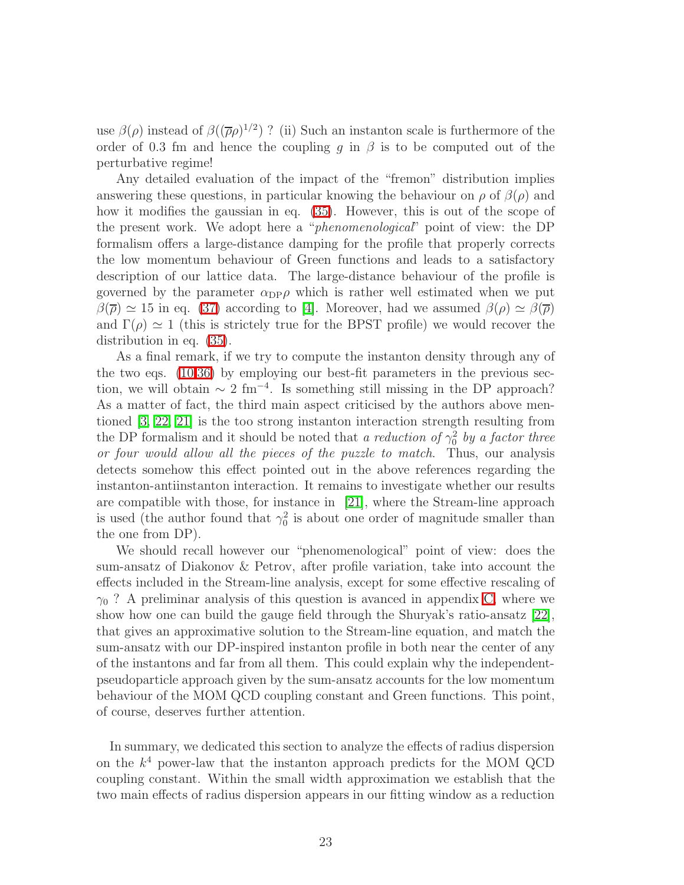use $\beta(\rho)$ instead of $\beta((\overline{\rho}\rho)^{1/2})$ ? (ii) Such an instanton scale is furthermore of the order of 0.3 fm and hence the coupling $g$ in $\beta$ is to be computed out of the perturbative regime!

Any detailed evaluation of the impact of the "fremon" distribution implies answering these questions, in particular knowing the behaviour on $\rho$ of $\beta(\rho)$ and how it modifies the gaussian in eq. (35). However, this is out of the scope of the present work. We adopt here a "*phenomenological*" point of view: the DP formalism offers a large-distance damping for the profile that properly corrects the low momentum behaviour of Green functions and leads to a satisfactory description of our lattice data. The large-distance behaviour of the profile is governed by the parameter $\alpha_{\rm DP}\rho$ which is rather well estimated when we put $\beta(\overline{\rho}) \simeq 15$ in eq. (37) according to [4]. Moreover, had we assumed $\beta(\rho) \simeq \beta(\overline{\rho})$ and $\Gamma(\rho) \simeq 1$ (this is strictly true for the BPST profile) we would recover the distribution in eq. (35).

As a final remark, if we try to compute the instanton density through any of the two eqs. (10,36) by employing our best-fit parameters in the previous section, we will obtain $\sim 2$ fm$^{-4}$. Is something still missing in the DP approach? As a matter of fact, the third main aspect criticised by the authors above mentioned [3, 22, 21] is the too strong instanton interaction strength resulting from the DP formalism and it should be noted that *a reduction of $\gamma_0^2$ by a factor three or four would allow all the pieces of the puzzle to match*. Thus, our analysis detects somehow this effect pointed out in the above references regarding the instanton-antiinstanton interaction. It remains to investigate whether our results are compatible with those, for instance in [21], where the Stream-line approach is used (the author found that $\gamma_0^2$ is about one order of magnitude smaller than the one from DP).

We should recall however our "phenomenological" point of view: does the sum-ansatz of Diakonov & Petrov, after profile variation, take into account the effects included in the Stream-line analysis, except for some effective rescaling of $\gamma_0$ ? A preliminar analysis of this question is avanced in appendix C, where we show how one can build the gauge field through the Shuryak's ratio-ansatz [22], that gives an approximative solution to the Stream-line equation, and match the sum-ansatz with our DP-inspired instanton profile in both near the center of any of the instantons and far from all them. This could explain why the independent-pseudoparticle approach given by the sum-ansatz accounts for the low momentum behaviour of the MOM QCD coupling constant and Green functions. This point, of course, deserves further attention.

In summary, we dedicated this section to analyze the effects of radius dispersion on the $k^4$ power-law that the instanton approach predicts for the MOM QCD coupling constant. Within the small width approximation we establish that the two main effects of radius dispersion appears in our fitting window as a reduction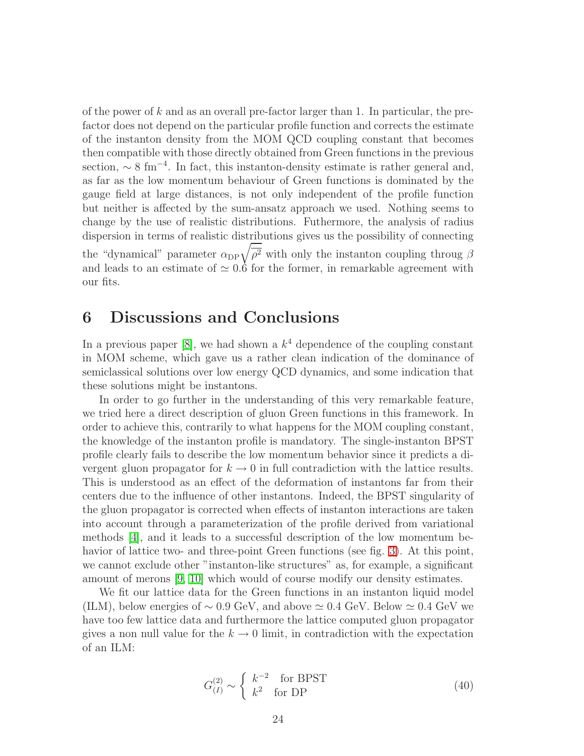of the power of $k$ and as an overall pre-factor larger than 1. In particular, the pre-factor does not depend on the particular profile function and corrects the estimate of the instanton density from the MOM QCD coupling constant that becomes then compatible with those directly obtained from Green functions in the previous section, $\sim 8$ fm$^{-4}$. In fact, this instanton-density estimate is rather general and, as far as the low momentum behaviour of Green functions is dominated by the gauge field at large distances, is not only independent of the profile function but neither is affected by the sum-ansatz approach we used. Nothing seems to change by the use of realistic distributions. Futhermore, the analysis of radius dispersion in terms of realistic distributions gives us the possibility of connecting the "dynamical" parameter $\alpha_{\rm DP}\sqrt{\overline{\rho^2}}$ with only the instanton coupling throug $\beta$ and leads to an estimate of $\simeq 0.6$ for the former, in remarkable agreement with our fits.

# 6 Discussions and Conclusions

In a previous paper [8], we had shown a $k^4$ dependence of the coupling constant in MOM scheme, which gave us a rather clean indication of the dominance of semiclassical solutions over low energy QCD dynamics, and some indication that these solutions might be instantons.

In order to go further in the understanding of this very remarkable feature, we tried here a direct description of gluon Green functions in this framework. In order to achieve this, contrarily to what happens for the MOM coupling constant, the knowledge of the instanton profile is mandatory. The single-instanton BPST profile clearly fails to describe the low momentum behavior since it predicts a divergent gluon propagator for $k \to 0$ in full contradiction with the lattice results. This is understood as an effect of the deformation of instantons far from their centers due to the influence of other instantons. Indeed, the BPST singularity of the gluon propagator is corrected when effects of instanton interactions are taken into account through a parameterization of the profile derived from variational methods [4], and it leads to a successful description of the low momentum behavior of lattice two- and three-point Green functions (see fig. 3). At this point, we cannot exclude other "instanton-like structures" as, for example, a significant amount of merons [9, 10] which would of course modify our density estimates.

We fit our lattice data for the Green functions in an instanton liquid model (ILM), below energies of $\sim 0.9$ GeV, and above $\simeq 0.4$ GeV. Below $\simeq 0.4$ GeV we have too few lattice data and furthermore the lattice computed gluon propagator gives a non null value for the $k \to 0$ limit, in contradiction with the expectation of an ILM:

$$G^{(2)}_{(I)} \sim \left\{ \begin{array}{ll} k^{-2} & \text{for BPST} \\ k^{2} & \text{for DP} \end{array} \right. \tag{40}$$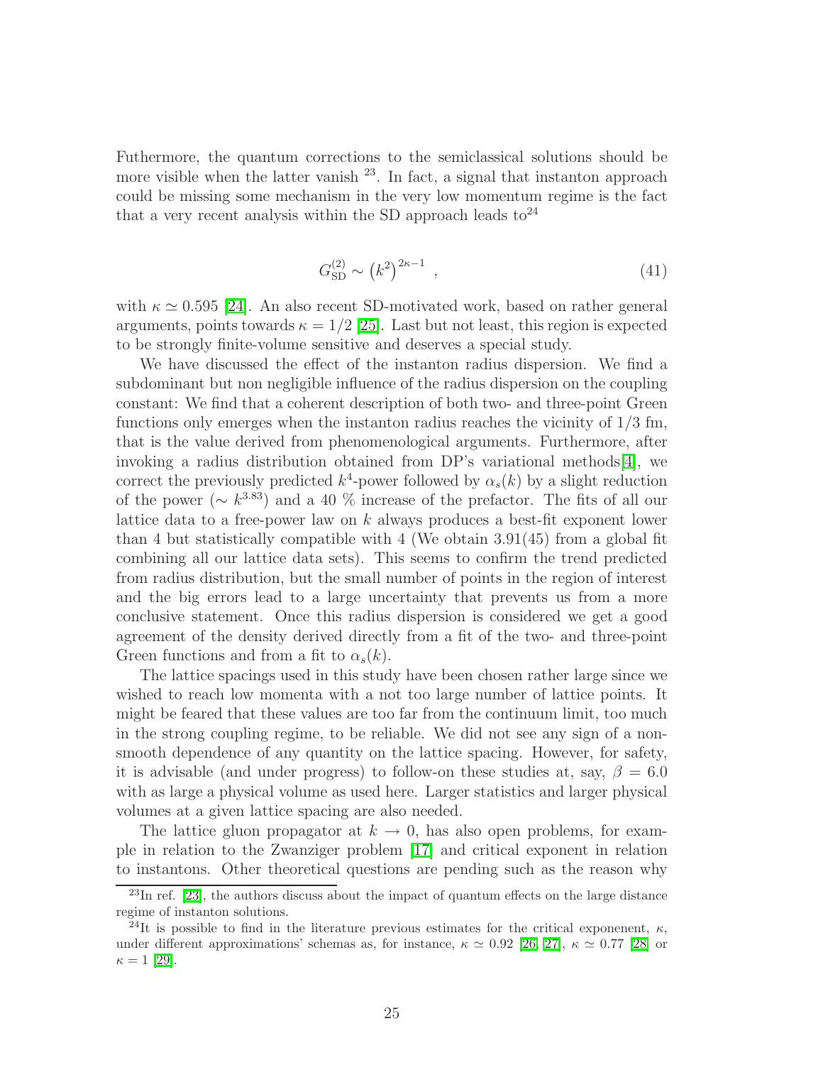Futhermore, the quantum corrections to the semiclassical solutions should be more visible when the latter vanish [23]. In fact, a signal that instanton approach could be missing some mechanism in the very low momentum regime is the fact that a very recent analysis within the SD approach leads to[24]

$$G^{(2)}_{\rm SD} \sim \left(k^2\right)^{2\kappa-1} \ , \tag{41}$$

with $\kappa \simeq 0.595$ [24]. An also recent SD-motivated work, based on rather general arguments, points towards $\kappa = 1/2$ [25]. Last but not least, this region is expected to be strongly finite-volume sensitive and deserves a special study.

We have discussed the effect of the instanton radius dispersion. We find a subdominant but non negligible influence of the radius dispersion on the coupling constant: We find that a coherent description of both two- and three-point Green functions only emerges when the instanton radius reaches the vicinity of 1/3 fm, that is the value derived from phenomenological arguments. Furthermore, after invoking a radius distribution obtained from DP's variational methods[4], we correct the previously predicted $k^4$-power followed by $\alpha_s(k)$ by a slight reduction of the power ($\sim k^{3.83}$) and a 40 % increase of the prefactor. The fits of all our lattice data to a free-power law on $k$ always produces a best-fit exponent lower than 4 but statistically compatible with 4 (We obtain 3.91(45) from a global fit combining all our lattice data sets). This seems to confirm the trend predicted from radius distribution, but the small number of points in the region of interest and the big errors lead to a large uncertainty that prevents us from a more conclusive statement. Once this radius dispersion is considered we get a good agreement of the density derived directly from a fit of the two- and three-point Green functions and from a fit to $\alpha_s(k)$.

The lattice spacings used in this study have been chosen rather large since we wished to reach low momenta with a not too large number of lattice points. It might be feared that these values are too far from the continuum limit, too much in the strong coupling regime, to be reliable. We did not see any sign of a non-smooth dependence of any quantity on the lattice spacing. However, for safety, it is advisable (and under progress) to follow-on these studies at, say, $\beta = 6.0$ with as large a physical volume as used here. Larger statistics and larger physical volumes at a given lattice spacing are also needed.

The lattice gluon propagator at $k \to 0$, has also open problems, for example in relation to the Zwanziger problem [17] and critical exponent in relation to instantons. Other theoretical questions are pending such as the reason why

[23] In ref. [23], the authors discuss about the impact of quantum effects on the large distance regime of instanton solutions.

[24] It is possible to find in the literature previous estimates for the critical exponenent, $\kappa$, under different approximations' schemas as, for instance, $\kappa \simeq 0.92$ [26, 27], $\kappa \simeq 0.77$ [28] or $\kappa = 1$ [29].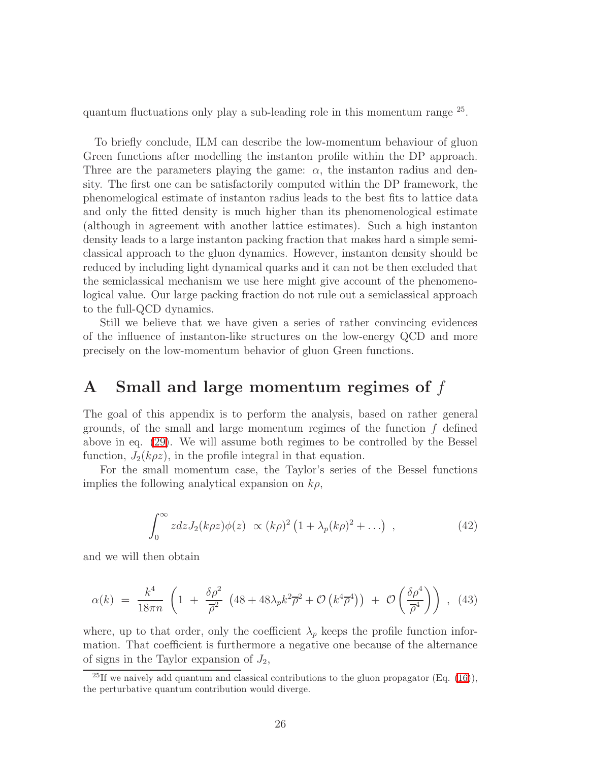quantum fluctuations only play a sub-leading role in this momentum range [25].

To briefly conclude, ILM can describe the low-momentum behaviour of gluon Green functions after modelling the instanton profile within the DP approach. Three are the parameters playing the game: $\alpha$, the instanton radius and density. The first one can be satisfactorily computed within the DP framework, the phenomelogical estimate of instanton radius leads to the best fits to lattice data and only the fitted density is much higher than its phenomenological estimate (although in agreement with another lattice estimates). Such a high instanton density leads to a large instanton packing fraction that makes hard a simple semi-classical approach to the gluon dynamics. However, instanton density should be reduced by including light dynamical quarks and it can not be then excluded that the semiclassical mechanism we use here might give account of the phenomenological value. Our large packing fraction do not rule out a semiclassical approach to the full-QCD dynamics.

Still we believe that we have given a series of rather convincing evidences of the influence of instanton-like structures on the low-energy QCD and more precisely on the low-momentum behavior of gluon Green functions.

# A Small and large momentum regimes of $f$

The goal of this appendix is to perform the analysis, based on rather general grounds, of the small and large momentum regimes of the function $f$ defined above in eq. (29). We will assume both regimes to be controlled by the Bessel function, $J_2(k\rho z)$, in the profile integral in that equation.

For the small momentum case, the Taylor's series of the Bessel functions implies the following analytical expansion on $k\rho$,

$$\int_0^\infty z dz J_2(k\rho z)\phi(z) \ \propto (k\rho)^2 \left(1 + \lambda_p (k\rho)^2 + \ldots \right) \ , \tag{42}$$

and we will then obtain

$$\alpha(k) \ = \ \frac{k^4}{18\pi n} \left( 1 \ + \ \frac{\delta\rho^2}{\overline{\rho}^2} \ \left( 48 + 48\lambda_p k^2 \overline{\rho}^2 + \mathcal{O}\left(k^4 \overline{\rho}^4\right) \right) \ + \ \mathcal{O}\left( \frac{\delta\rho^4}{\overline{\rho}^4} \right) \right) \ , \tag{43}$$

where, up to that order, only the coefficient $\lambda_p$ keeps the profile function information. That coefficient is furthermore a negative one because of the alternance of signs in the Taylor expansion of $J_2$,

[25] If we naively add quantum and classical contributions to the gluon propagator (Eq. (16)), the perturbative quantum contribution would diverge.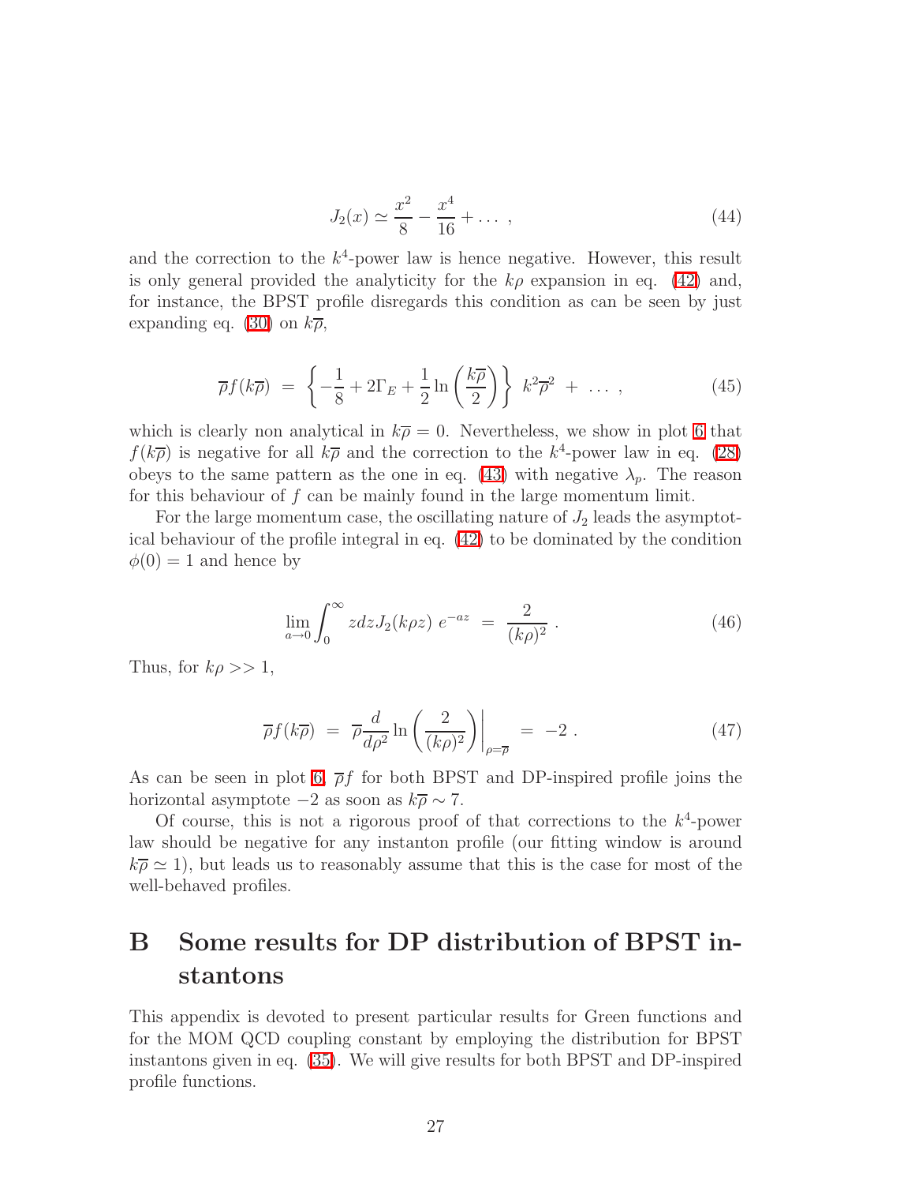$$
J_2(x) \simeq \frac{x^2}{8} - \frac{x^4}{16} + \dots \ , \tag{44}
$$

and the correction to the $k^4$-power law is hence negative. However, this result is only general provided the analyticity for the $k\rho$ expansion in eq. (42) and, for instance, the BPST profile disregards this condition as can be seen by just expanding eq. (30) on $k\overline{\rho}$,

$$
\overline{\rho} f(k\overline{\rho}) \ = \ \left\{ -\frac{1}{8} + 2\Gamma_E + \frac{1}{2} \ln\left(\frac{k\overline{\rho}}{2}\right) \right\} \ k^2 \overline{\rho}^2 \ + \ \dots \ , \tag{45}
$$

which is clearly non analytical in $k\overline{\rho} = 0$. Nevertheless, we show in plot 6 that $f(k\overline{\rho})$ is negative for all $k\overline{\rho}$ and the correction to the $k^4$-power law in eq. (28) obeys to the same pattern as the one in eq. (43) with negative $\lambda_p$. The reason for this behaviour of $f$ can be mainly found in the large momentum limit.

For the large momentum case, the oscillating nature of $J_2$ leads the asymptotical behaviour of the profile integral in eq. (42) to be dominated by the condition $\phi(0) = 1$ and hence by

$$
\lim_{a \to 0} \int_0^\infty z dz J_2(k\rho z) \ e^{-az} \ = \ \frac{2}{(k\rho)^2} \ . \tag{46}
$$

Thus, for $k\rho >> 1$,

$$
\overline{\rho} f(k\overline{\rho}) \ = \ \overline{\rho} \frac{d}{d\rho^2} \ln\left(\frac{2}{(k\rho)^2}\right)\bigg|_{\rho=\overline{\rho}} \ = \ -2 \ . \tag{47}
$$

As can be seen in plot 6, $\overline{\rho} f$ for both BPST and DP-inspired profile joins the horizontal asymptote $-2$ as soon as $k\overline{\rho} \sim 7$.

Of course, this is not a rigorous proof of that corrections to the $k^4$-power law should be negative for any instanton profile (our fitting window is around $k\overline{\rho} \simeq 1$), but leads us to reasonably assume that this is the case for most of the well-behaved profiles.

# B Some results for DP distribution of BPST instantons

This appendix is devoted to present particular results for Green functions and for the MOM QCD coupling constant by employing the distribution for BPST instantons given in eq. (35). We will give results for both BPST and DP-inspired profile functions.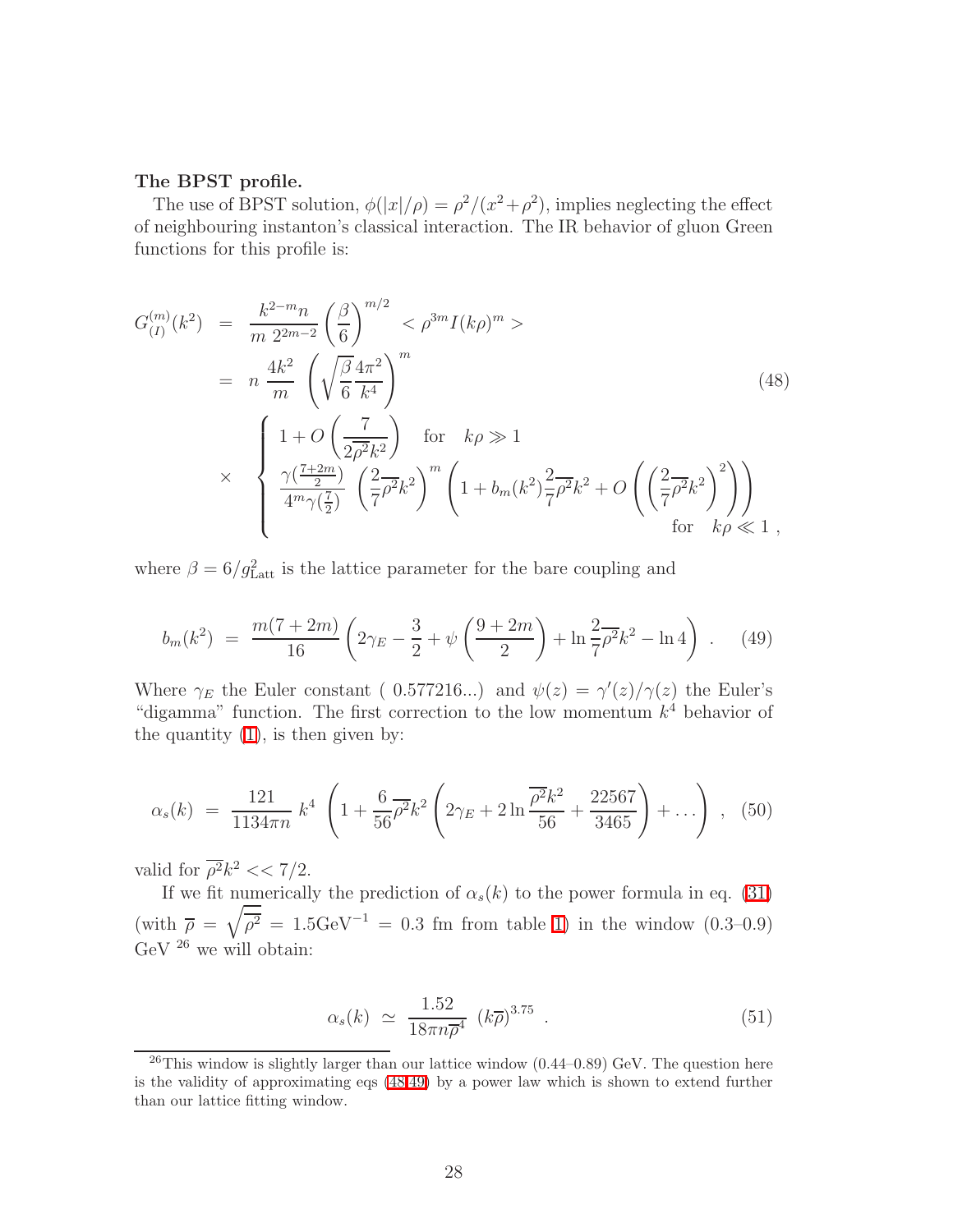**The BPST profile.**

The use of BPST solution, $\phi(|x|/\rho) = \rho^2/(x^2+\rho^2)$, implies neglecting the effect of neighbouring instanton's classical interaction. The IR behavior of gluon Green functions for this profile is:

$$
\begin{aligned}
G^{(m)}_{(I)}(k^2) &= \frac{k^{2-m} n}{m\ 2^{2m-2}} \left(\frac{\beta}{6}\right)^{m/2} \ < \rho^{3m} I(k\rho)^m > \\
&= n\ \frac{4k^2}{m} \left( \sqrt{\frac{\beta}{6}} \frac{4\pi^2}{k^4} \right)^m \\
&\times \left\{ \begin{array}{ll} 1 + O\left(\dfrac{7}{2\overline{\rho^2}k^2}\right) & \text{for} \quad k\rho \gg 1 \\ \dfrac{\gamma(\frac{7+2m}{2})}{4^m \gamma(\frac{7}{2})} \left(\dfrac{2}{7}\overline{\rho^2}k^2\right)^m \left(1 + b_m(k^2)\dfrac{2}{7}\overline{\rho^2}k^2 + O\left(\left(\dfrac{2}{7}\overline{\rho^2}k^2\right)^2\right)\right) & \\ & \text{for} \quad k\rho \ll 1\ , \end{array} \right.
\end{aligned}
\tag{48}
$$

where $\beta = 6/g^2_{\rm Latt}$ is the lattice parameter for the bare coupling and

$$
b_m(k^2) \ = \ \frac{m(7+2m)}{16} \left( 2\gamma_E - \frac{3}{2} + \psi\left(\frac{9+2m}{2}\right) + \ln \frac{2}{7}\overline{\rho^2}k^2 - \ln 4 \right) \ . \tag{49}
$$

Where $\gamma_E$ the Euler constant ( 0.577216...) and $\psi(z) = \gamma'(z)/\gamma(z)$ the Euler's "digamma" function. The first correction to the low momentum $k^4$ behavior of the quantity (1), is then given by:

$$
\alpha_s(k) \ = \ \frac{121}{1134\pi n}\ k^4 \ \left( 1 + \frac{6}{56}\overline{\rho^2}k^2 \left( 2\gamma_E + 2\ln\frac{\overline{\rho^2}k^2}{56} + \frac{22567}{3465}\right) + \ldots \right) \ , \tag{50}
$$

valid for $\overline{\rho^2}k^2 << 7/2$.

If we fit numerically the prediction of $\alpha_s(k)$ to the power formula in eq. (31) (with $\overline{\rho} = \sqrt{\overline{\rho^2}} = 1.5\text{GeV}^{-1} = 0.3$ fm from table 1) in the window (0.3–0.9) GeV [26] we will obtain:

$$
\alpha_s(k) \ \simeq \ \frac{1.52}{18\pi n \overline{\rho}^4}\ (k\overline{\rho})^{3.75} \ . \tag{51}
$$

[26] This window is slightly larger than our lattice window (0.44–0.89) GeV. The question here is the validity of approximating eqs (48,49) by a power law which is shown to extend further than our lattice fitting window.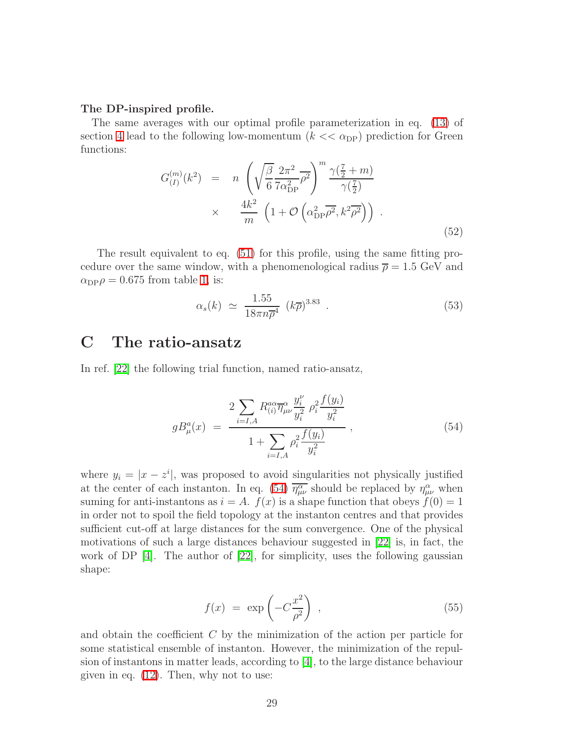**The DP-inspired profile.**

The same averages with our optimal profile parameterization in eq. (13) of section 4 lead to the following low-momentum ($k << \alpha_{\rm DP}$) prediction for Green functions:

$$
\begin{aligned}
G^{(m)}_{(I)}(k^2) &= n \left( \sqrt{\frac{\beta}{6}} \frac{2\pi^2}{7\alpha^2_{\rm DP}} \overline{\rho^2} \right)^m \frac{\gamma(\frac{7}{2}+m)}{\gamma(\frac{7}{2})} \\
&\times \quad \frac{4k^2}{m} \left( 1 + \mathcal{O}\left( \alpha^2_{\rm DP}\overline{\rho^2}, k^2 \overline{\rho^2} \right) \right) .
\end{aligned}
\tag{52}
$$

The result equivalent to eq. (51) for this profile, using the same fitting procedure over the same window, with a phenomenological radius $\overline{\rho} = 1.5$ GeV and $\alpha_{\rm DP}\rho = 0.675$ from table 1, is:

$$
\alpha_s(k) \simeq \frac{1.55}{18\pi n \overline{\rho}^4} \, (k\overline{\rho})^{3.83} . \tag{53}
$$

# C The ratio-ansatz

In ref. [22] the following trial function, named ratio-ansatz,

$$
gB^a_\mu(x) = \frac{2 \displaystyle\sum_{i=I,A} R^{a\alpha}_{(i)} \overline{\eta}^\alpha_{\mu\nu} \frac{y_i^\nu}{y_i^2} \, \rho_i^2 \frac{f(y_i)}{y_i^2}}{1 + \displaystyle\sum_{i=I,A} \rho_i^2 \frac{f(y_i)}{y_i^2}} , \tag{54}
$$

where $y_i = |x - z^i|$, was proposed to avoid singularities not physically justified at the center of each instanton. In eq. (54) $\overline{\eta^\alpha_{\mu\nu}}$ should be replaced by $\eta^\alpha_{\mu\nu}$ when suming for anti-instantons as $i = A$. $f(x)$ is a shape function that obeys $f(0) = 1$ in order not to spoil the field topology at the instanton centres and that provides sufficient cut-off at large distances for the sum convergence. One of the physical motivations of such a large distances behaviour suggested in [22] is, in fact, the work of DP [4]. The author of [22], for simplicity, uses the following gaussian shape:

$$
f(x) = \exp\left( -C \frac{x^2}{\rho^2} \right) , \tag{55}
$$

and obtain the coefficient $C$ by the minimization of the action per particle for some statistical ensemble of instanton. However, the minimization of the repulsion of instantons in matter leads, according to [4], to the large distance behaviour given in eq. (12). Then, why not to use: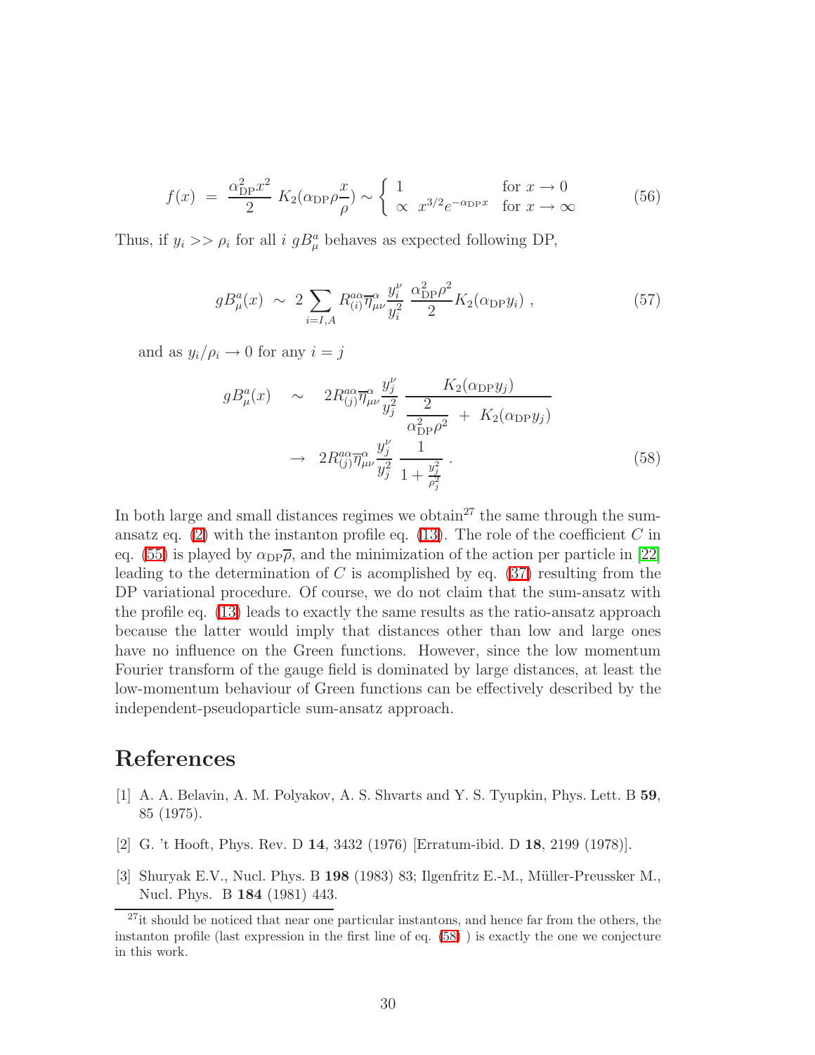$$f(x) \;=\; \frac{\alpha_{\rm DP}^2 x^2}{2}\; K_2(\alpha_{\rm DP}\rho \frac{x}{\rho}) \sim \left\{ \begin{array}{ll} 1 & \mbox{for } x \to 0 \\ \propto \; x^{3/2} e^{-\alpha_{\rm DP} x} & \mbox{for } x \to \infty \end{array} \right. \tag{56}$$

Thus, if $y_i >> \rho_i$ for all $i$ $gB_\mu^a$ behaves as expected following DP,

$$gB_\mu^a(x) \;\sim\; 2 \sum_{i=I,A} R_{(i)}^{a\alpha} \overline{\eta}_{\mu\nu}^\alpha \frac{y_i^\nu}{y_i^2} \; \frac{\alpha_{\rm DP}^2 \rho^2}{2} K_2(\alpha_{\rm DP} y_i) \;, \tag{57}$$

and as $y_i/\rho_i \to 0$ for any $i = j$

$$\begin{aligned} gB_\mu^a(x) \quad &\sim \quad 2 R_{(j)}^{a\alpha} \overline{\eta}_{\mu\nu}^\alpha \frac{y_j^\nu}{y_j^2} \; \frac{K_2(\alpha_{\rm DP} y_j)}{\dfrac{2}{\alpha_{\rm DP}^2 \rho^2} \;+\; K_2(\alpha_{\rm DP} y_j)} \\ &\to \quad 2 R_{(j)}^{a\alpha} \overline{\eta}_{\mu\nu}^\alpha \frac{y_j^\nu}{y_j^2} \; \frac{1}{1 + \frac{y_j^2}{\rho_j^2}} \;. \end{aligned} \tag{58}$$

In both large and small distances regimes we obtain[27] the same through the sum-ansatz eq. (2) with the instanton profile eq. (13). The role of the coefficient $C$ in eq. (55) is played by $\alpha_{\rm DP}\overline{\rho}$, and the minimization of the action per particle in [22] leading to the determination of $C$ is acomplished by eq. (37) resulting from the DP variational procedure. Of course, we do not claim that the sum-ansatz with the profile eq. (13) leads to exactly the same results as the ratio-ansatz approach because the latter would imply that distances other than low and large ones have no influence on the Green functions. However, since the low momentum Fourier transform of the gauge field is dominated by large distances, at least the low-momentum behaviour of Green functions can be effectively described by the independent-pseudoparticle sum-ansatz approach.

# References

[1] A. A. Belavin, A. M. Polyakov, A. S. Shvarts and Y. S. Tyupkin, Phys. Lett. B **59**, 85 (1975).

[2] G. 't Hooft, Phys. Rev. D **14**, 3432 (1976) [Erratum-ibid. D **18**, 2199 (1978)].

[3] Shuryak E.V., Nucl. Phys. B **198** (1983) 83; Ilgenfritz E.-M., Müller-Preussker M., Nucl. Phys. B **184** (1981) 443.

---

[27] it should be noticed that near one particular instantons, and hence far from the others, the instanton profile (last expression in the first line of eq. (58) ) is exactly the one we conjecture in this work.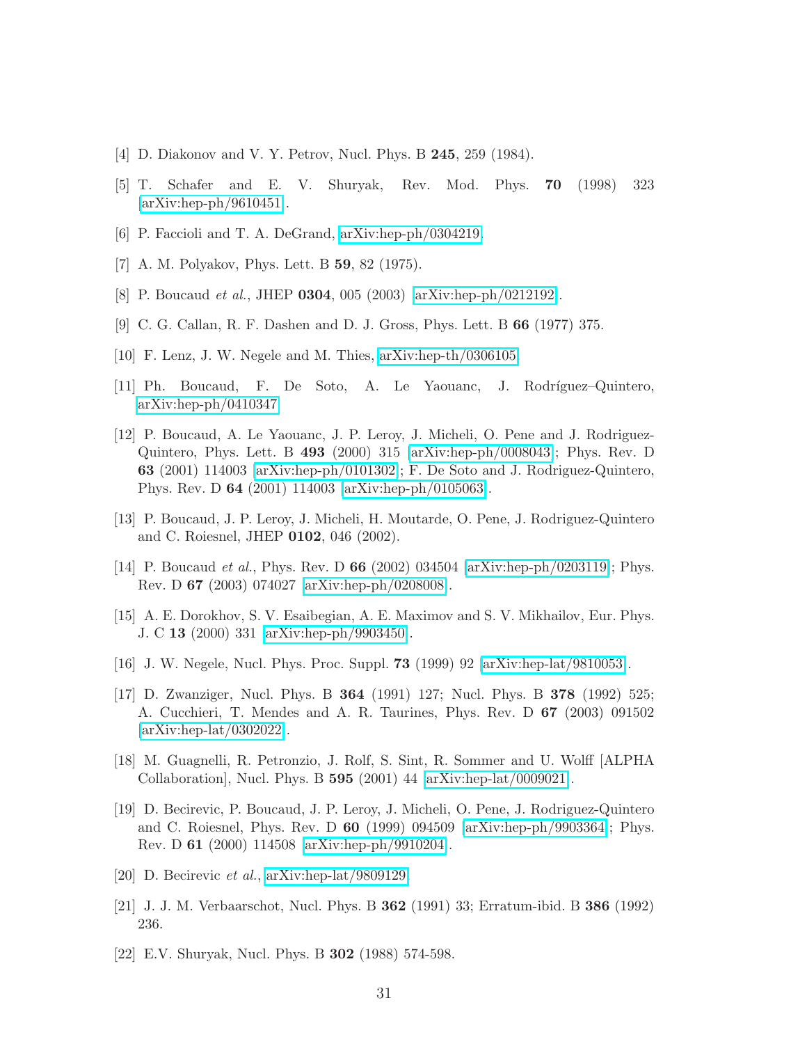[4] D. Diakonov and V. Y. Petrov, Nucl. Phys. B **245**, 259 (1984).

[5] T. Schafer and E. V. Shuryak, Rev. Mod. Phys. **70** (1998) 323 [arXiv:hep-ph/9610451].

[6] P. Faccioli and T. A. DeGrand, arXiv:hep-ph/0304219.

[7] A. M. Polyakov, Phys. Lett. B **59**, 82 (1975).

[8] P. Boucaud *et al.*, JHEP **0304**, 005 (2003) [arXiv:hep-ph/0212192].

[9] C. G. Callan, R. F. Dashen and D. J. Gross, Phys. Lett. B **66** (1977) 375.

[10] F. Lenz, J. W. Negele and M. Thies, arXiv:hep-th/0306105.

[11] Ph. Boucaud, F. De Soto, A. Le Yaouanc, J. Rodríguez–Quintero, arXiv:hep-ph/0410347

[12] P. Boucaud, A. Le Yaouanc, J. P. Leroy, J. Micheli, O. Pene and J. Rodriguez-Quintero, Phys. Lett. B **493** (2000) 315 [arXiv:hep-ph/0008043]; Phys. Rev. D **63** (2001) 114003 [arXiv:hep-ph/0101302]; F. De Soto and J. Rodriguez-Quintero, Phys. Rev. D **64** (2001) 114003 [arXiv:hep-ph/0105063].

[13] P. Boucaud, J. P. Leroy, J. Micheli, H. Moutarde, O. Pene, J. Rodriguez-Quintero and C. Roiesnel, JHEP **0102**, 046 (2002).

[14] P. Boucaud *et al.*, Phys. Rev. D **66** (2002) 034504 [arXiv:hep-ph/0203119]; Phys. Rev. D **67** (2003) 074027 [arXiv:hep-ph/0208008].

[15] A. E. Dorokhov, S. V. Esaibegian, A. E. Maximov and S. V. Mikhailov, Eur. Phys. J. C **13** (2000) 331 [arXiv:hep-ph/9903450].

[16] J. W. Negele, Nucl. Phys. Proc. Suppl. **73** (1999) 92 [arXiv:hep-lat/9810053].

[17] D. Zwanziger, Nucl. Phys. B **364** (1991) 127; Nucl. Phys. B **378** (1992) 525; A. Cucchieri, T. Mendes and A. R. Taurines, Phys. Rev. D **67** (2003) 091502 [arXiv:hep-lat/0302022].

[18] M. Guagnelli, R. Petronzio, J. Rolf, S. Sint, R. Sommer and U. Wolff [ALPHA Collaboration], Nucl. Phys. B **595** (2001) 44 [arXiv:hep-lat/0009021].

[19] D. Becirevic, P. Boucaud, J. P. Leroy, J. Micheli, O. Pene, J. Rodriguez-Quintero and C. Roiesnel, Phys. Rev. D **60** (1999) 094509 [arXiv:hep-ph/9903364]; Phys. Rev. D **61** (2000) 114508 [arXiv:hep-ph/9910204].

[20] D. Becirevic *et al.*, arXiv:hep-lat/9809129.

[21] J. J. M. Verbaarschot, Nucl. Phys. B **362** (1991) 33; Erratum-ibid. B **386** (1992) 236.

[22] E.V. Shuryak, Nucl. Phys. B **302** (1988) 574-598.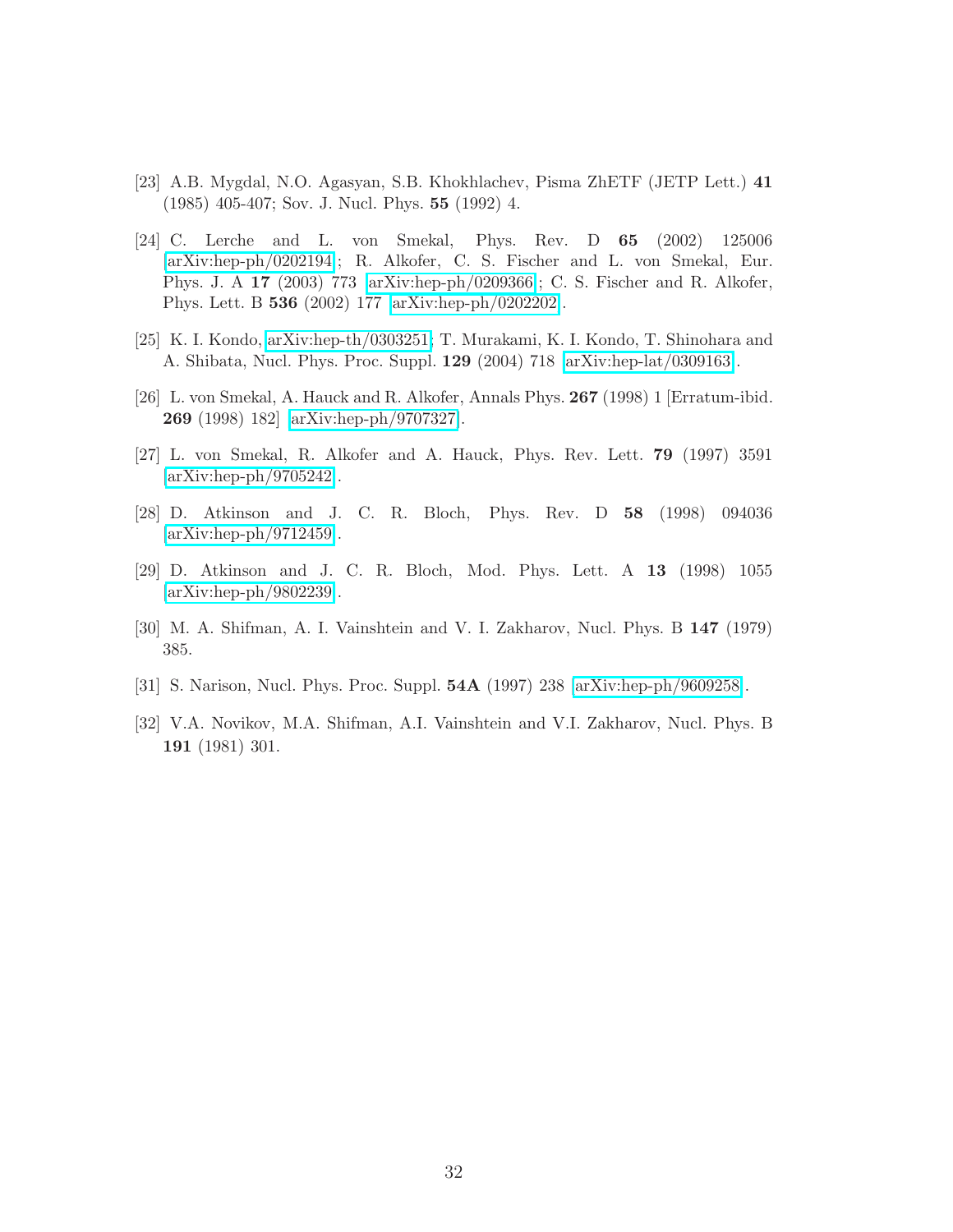[23] A.B. Mygdal, N.O. Agasyan, S.B. Khokhlachev, Pisma ZhETF (JETP Lett.) **41** (1985) 405-407; Sov. J. Nucl. Phys. **55** (1992) 4.

[24] C. Lerche and L. von Smekal, Phys. Rev. D **65** (2002) 125006 [arXiv:hep-ph/0202194]; R. Alkofer, C. S. Fischer and L. von Smekal, Eur. Phys. J. A **17** (2003) 773 [arXiv:hep-ph/0209366]; C. S. Fischer and R. Alkofer, Phys. Lett. B **536** (2002) 177 [arXiv:hep-ph/0202202].

[25] K. I. Kondo, arXiv:hep-th/0303251; T. Murakami, K. I. Kondo, T. Shinohara and A. Shibata, Nucl. Phys. Proc. Suppl. **129** (2004) 718 [arXiv:hep-lat/0309163].

[26] L. von Smekal, A. Hauck and R. Alkofer, Annals Phys. **267** (1998) 1 [Erratum-ibid. **269** (1998) 182] [arXiv:hep-ph/9707327].

[27] L. von Smekal, R. Alkofer and A. Hauck, Phys. Rev. Lett. **79** (1997) 3591 [arXiv:hep-ph/9705242].

[28] D. Atkinson and J. C. R. Bloch, Phys. Rev. D **58** (1998) 094036 [arXiv:hep-ph/9712459].

[29] D. Atkinson and J. C. R. Bloch, Mod. Phys. Lett. A **13** (1998) 1055 [arXiv:hep-ph/9802239].

[30] M. A. Shifman, A. I. Vainshtein and V. I. Zakharov, Nucl. Phys. B **147** (1979) 385.

[31] S. Narison, Nucl. Phys. Proc. Suppl. **54A** (1997) 238 [arXiv:hep-ph/9609258].

[32] V.A. Novikov, M.A. Shifman, A.I. Vainshtein and V.I. Zakharov, Nucl. Phys. B **191** (1981) 301.